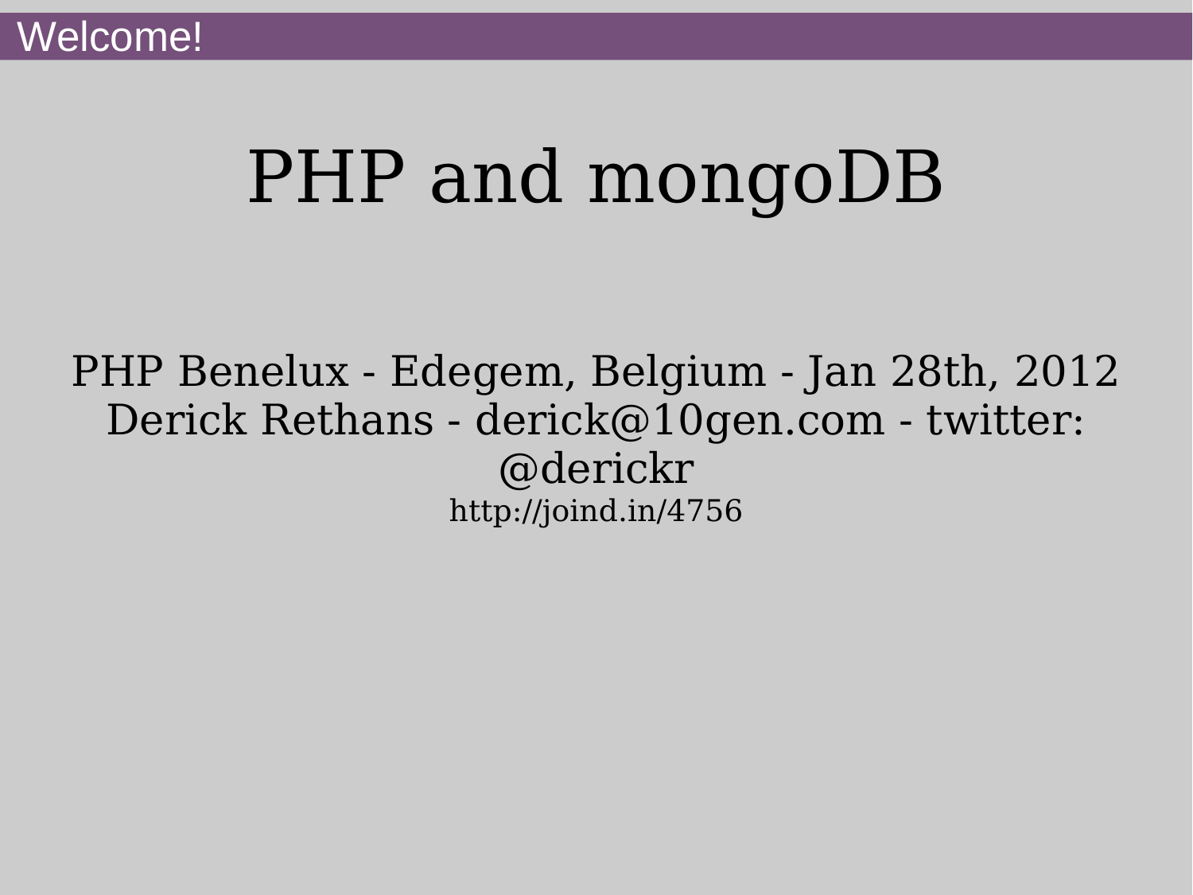Welcome!

# PHP and mongoDB

PHP Benelux - Edegem, Belgium - Jan 28th, 2012
Derick Rethans - derick@10gen.com - twitter: @derickr
http://joind.in/4756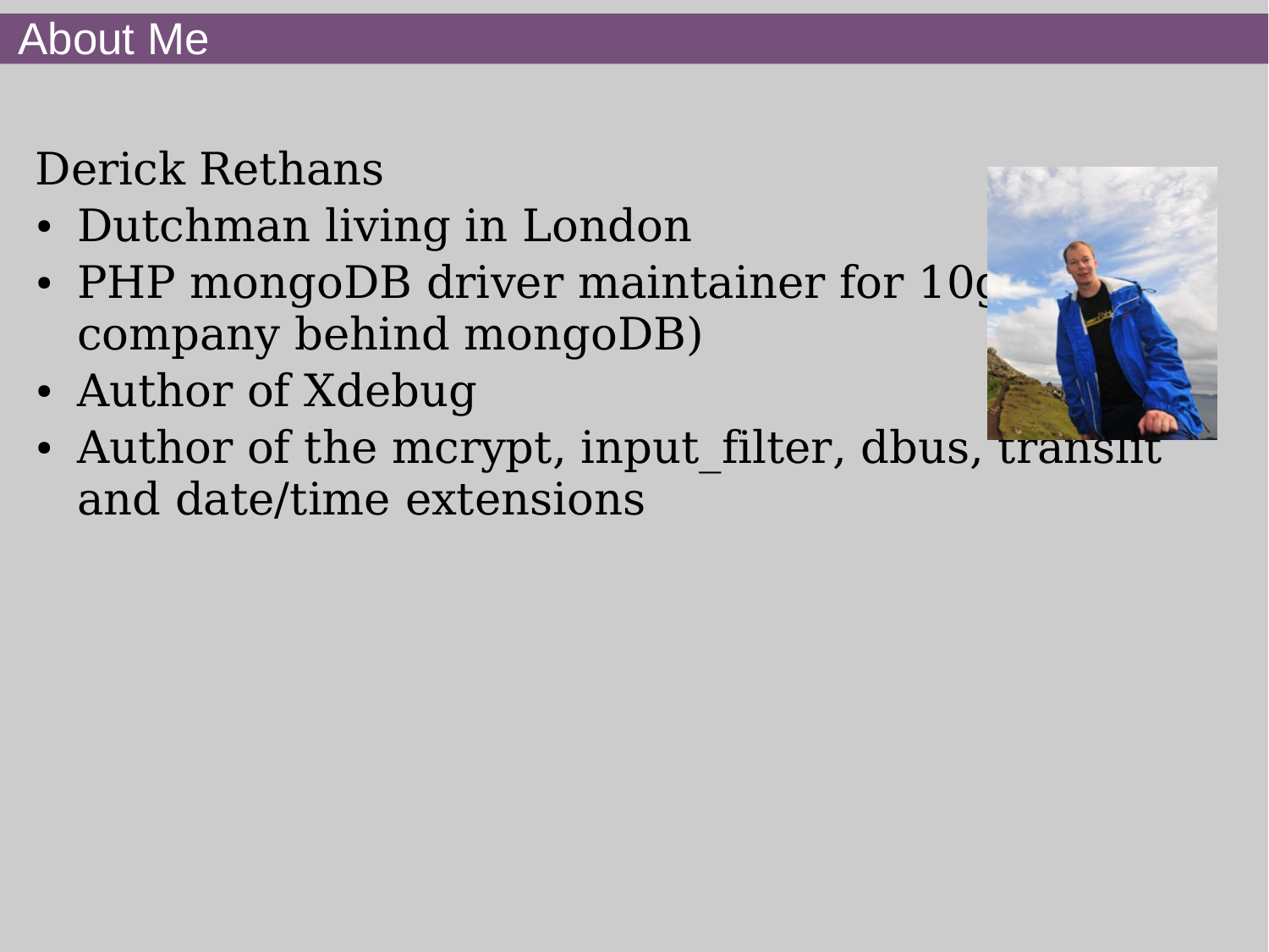# About Me

Derick Rethans

- Dutchman living in London
- PHP mongoDB driver maintainer for 10g company behind mongoDB)
- Author of Xdebug
- Author of the mcrypt, input_filter, dbus, translit and date/time extensions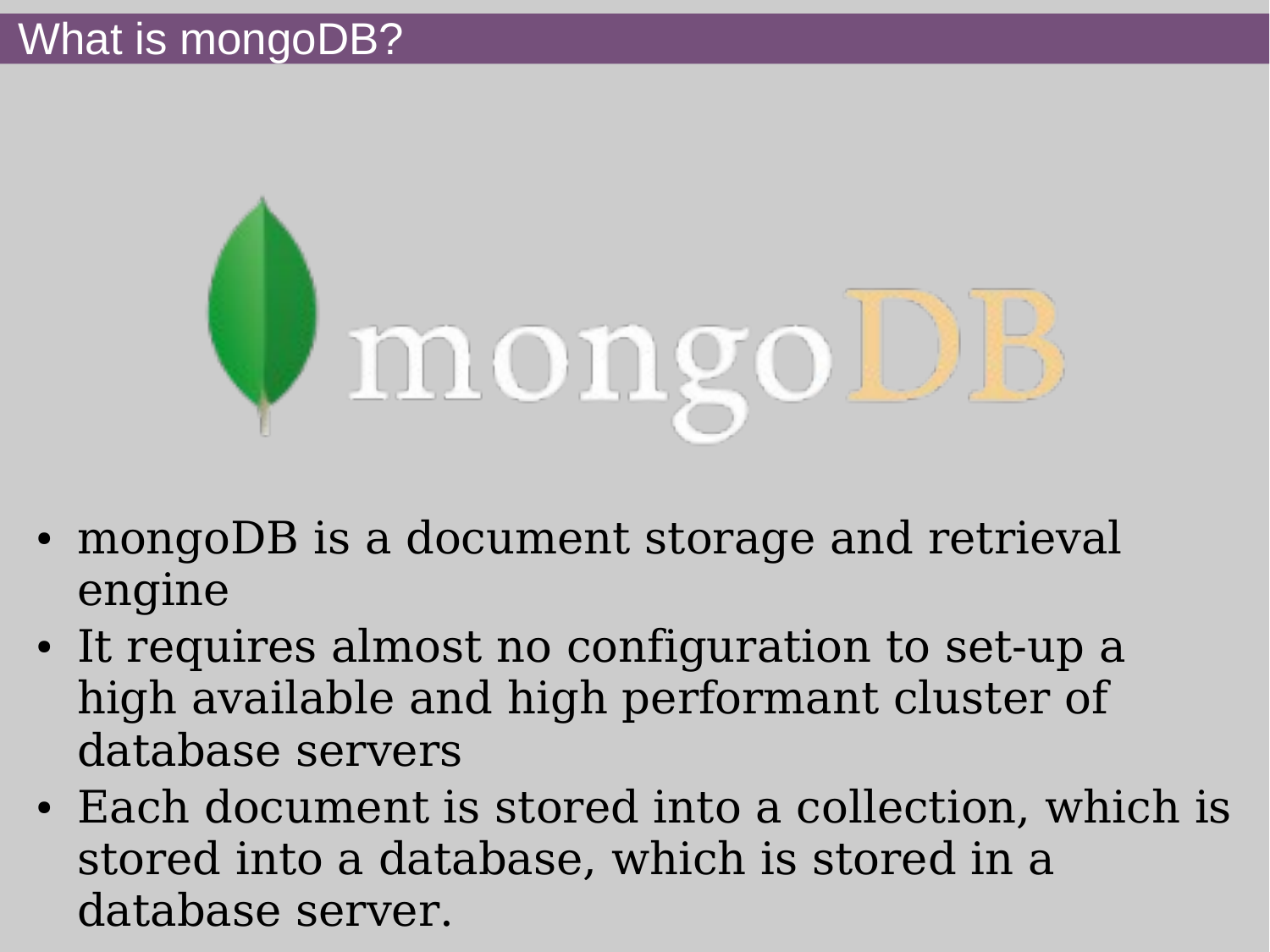# What is mongoDB?

- mongoDB is a document storage and retrieval engine
- It requires almost no configuration to set-up a high available and high performant cluster of database servers
- Each document is stored into a collection, which is stored into a database, which is stored in a database server.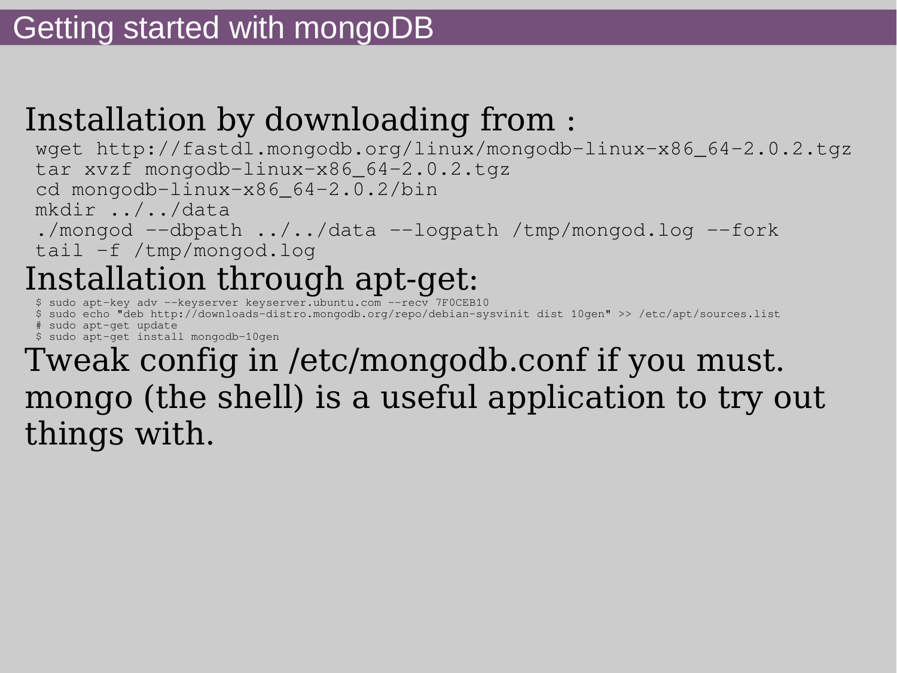# Getting started with mongoDB

Installation by downloading from :

```
wget http://fastdl.mongodb.org/linux/mongodb-linux-x86_64-2.0.2.tgz
tar xvzf mongodb-linux-x86_64-2.0.2.tgz
cd mongodb-linux-x86_64-2.0.2/bin
mkdir ../../data
./mongod --dbpath ../../data --logpath /tmp/mongod.log --fork
tail -f /tmp/mongod.log
```

Installation through apt-get:

```
$ sudo apt-key adv --keyserver keyserver.ubuntu.com --recv 7F0CEB10
$ sudo echo "deb http://downloads-distro.mongodb.org/repo/debian-sysvinit dist 10gen" >> /etc/apt/sources.list
# sudo apt-get update
$ sudo apt-get install mongodb-10gen
```

Tweak config in /etc/mongodb.conf if you must.

mongo (the shell) is a useful application to try out things with.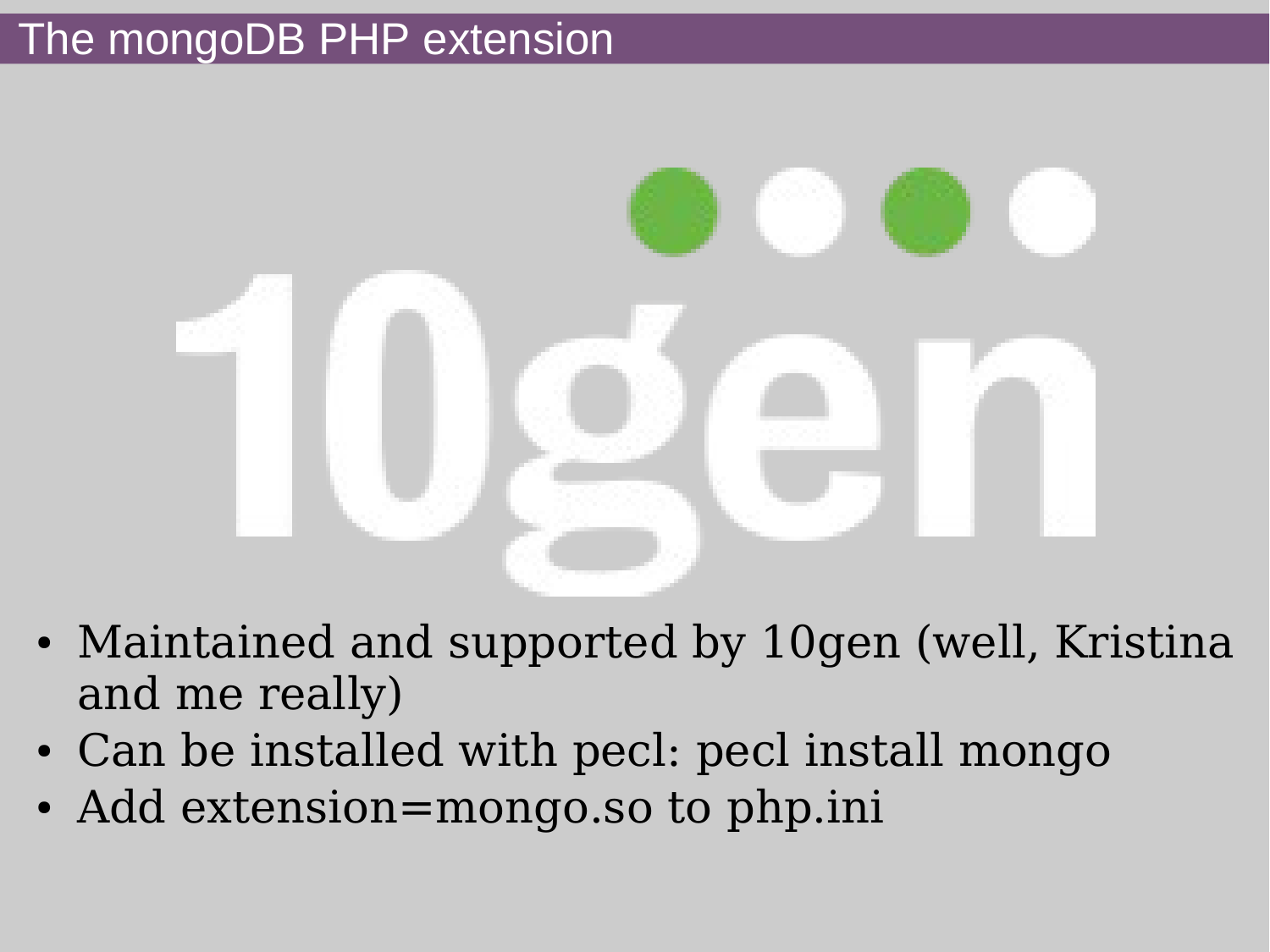# The mongoDB PHP extension

- Maintained and supported by 10gen (well, Kristina and me really)
- Can be installed with pecl: pecl install mongo
- Add extension=mongo.so to php.ini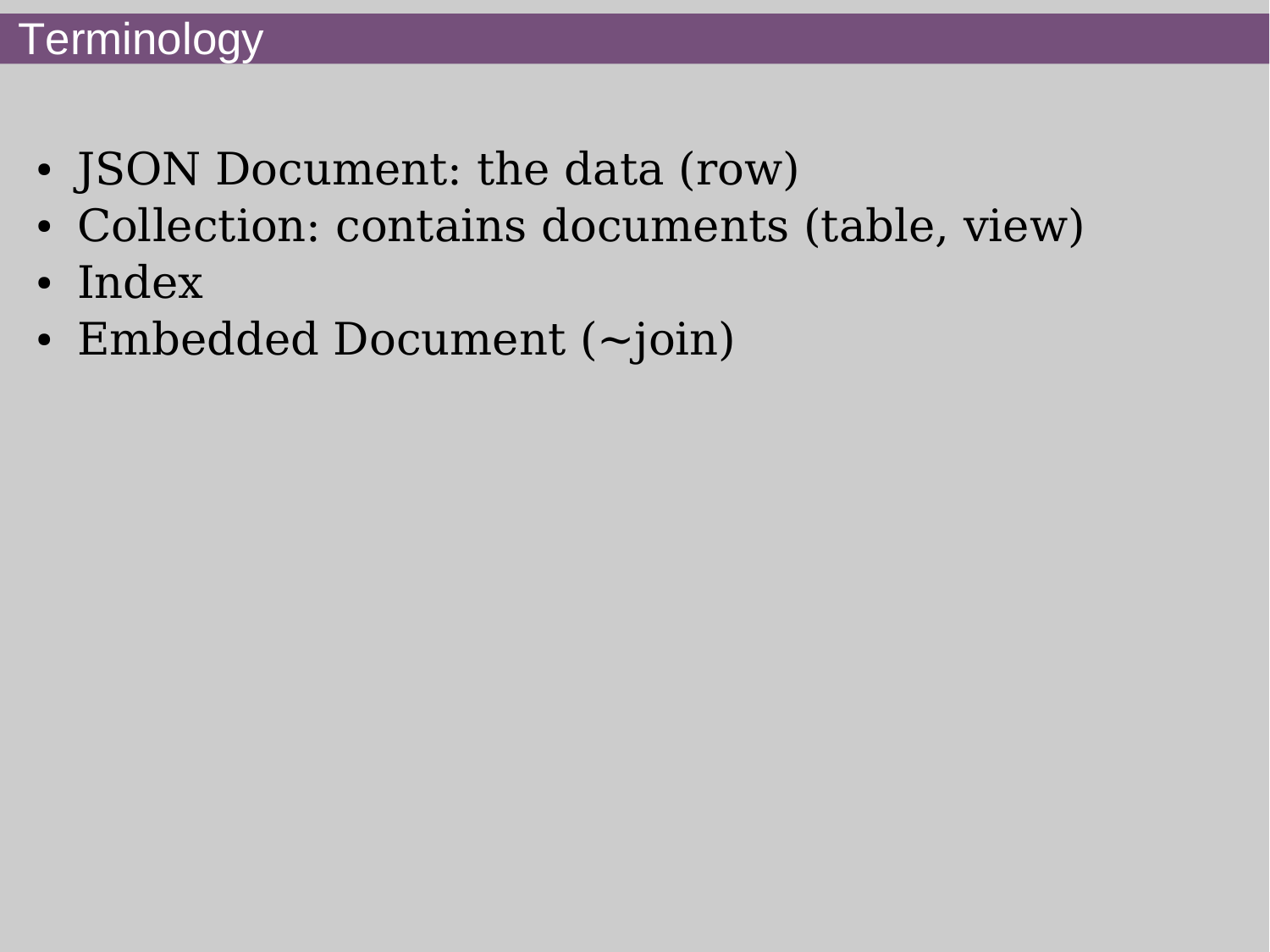# Terminology

- JSON Document: the data (row)
- Collection: contains documents (table, view)
- Index
- Embedded Document (~join)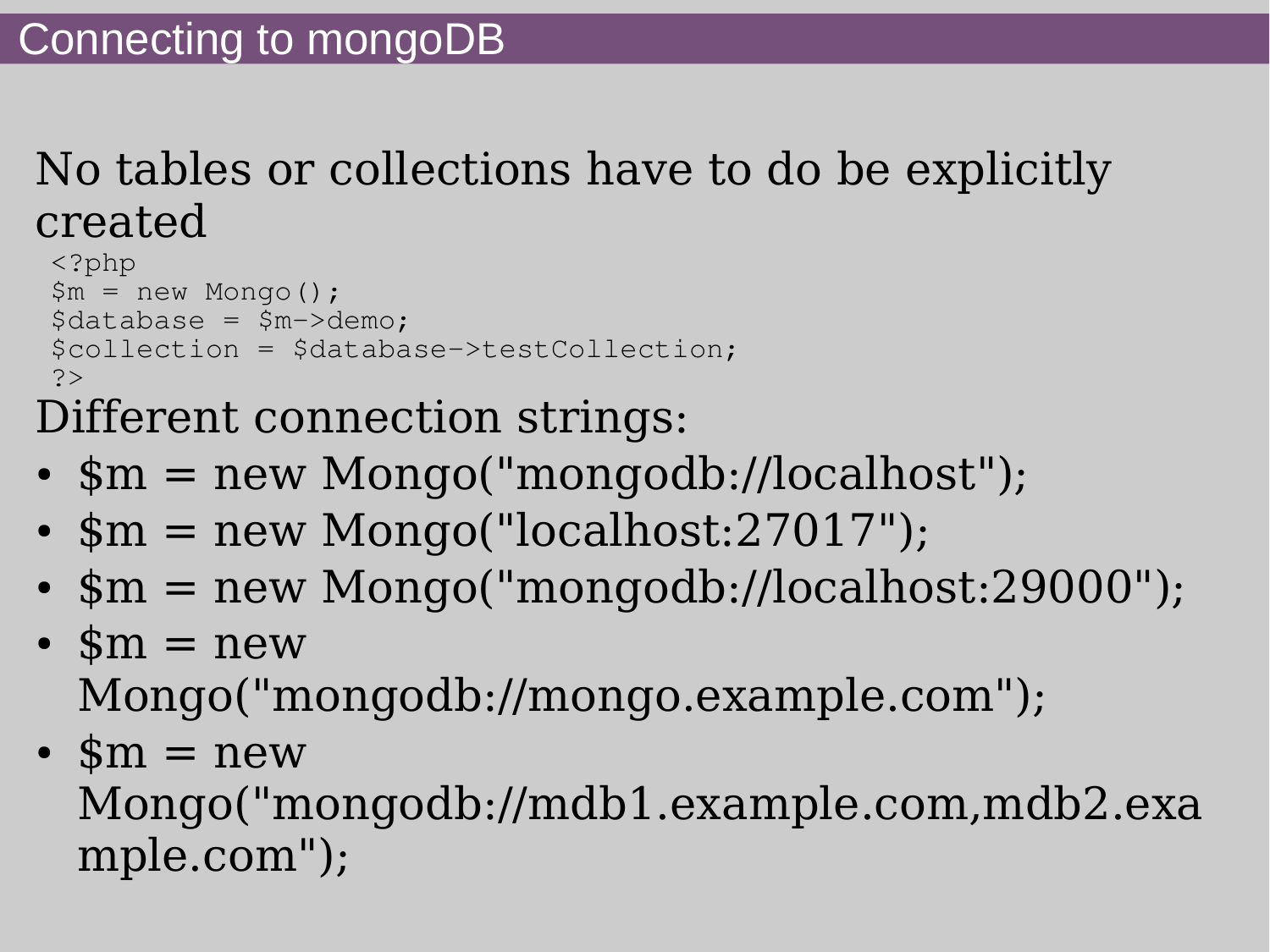# Connecting to mongoDB

No tables or collections have to do be explicitly created

```
<?php
$m = new Mongo();
$database = $m->demo;
$collection = $database->testCollection;
?>
```

Different connection strings:

- $m = new Mongo("mongodb://localhost");
- $m = new Mongo("localhost:27017");
- $m = new Mongo("mongodb://localhost:29000");
- $m = new Mongo("mongodb://mongo.example.com");
- $m = new Mongo("mongodb://mdb1.example.com,mdb2.example.com");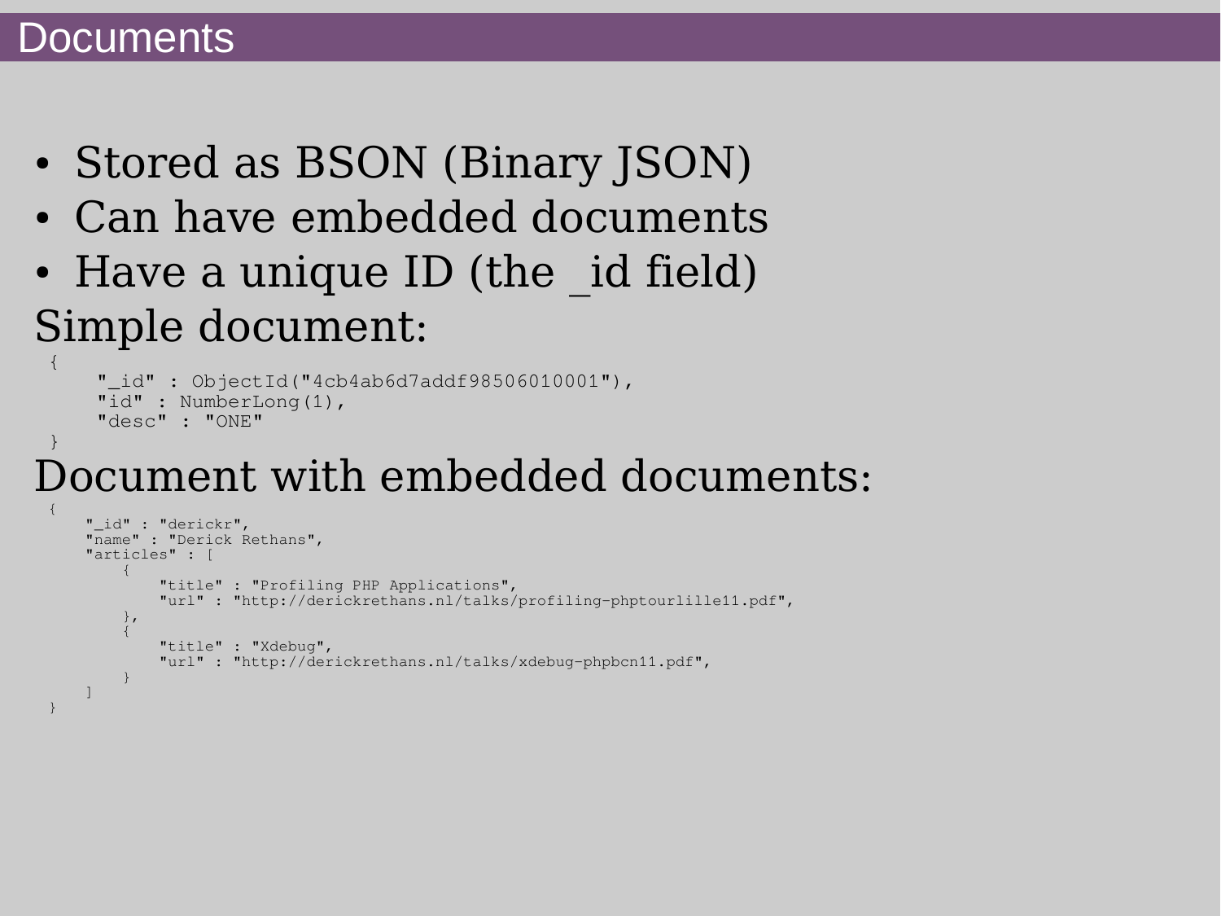# Documents

- Stored as BSON (Binary JSON)
- Can have embedded documents
- Have a unique ID (the _id field)

Simple document:

```
{
    "_id" : ObjectId("4cb4ab6d7addf98506010001"),
    "id" : NumberLong(1),
    "desc" : "ONE"
}
```

Document with embedded documents:

```
{
    "_id" : "derickr",
    "name" : "Derick Rethans",
    "articles" : [
        {
            "title" : "Profiling PHP Applications",
            "url" : "http://derickrethans.nl/talks/profiling-phptourlille11.pdf",
        },
        {
            "title" : "Xdebug",
            "url" : "http://derickrethans.nl/talks/xdebug-phpbcn11.pdf",
        }
    ]
}
```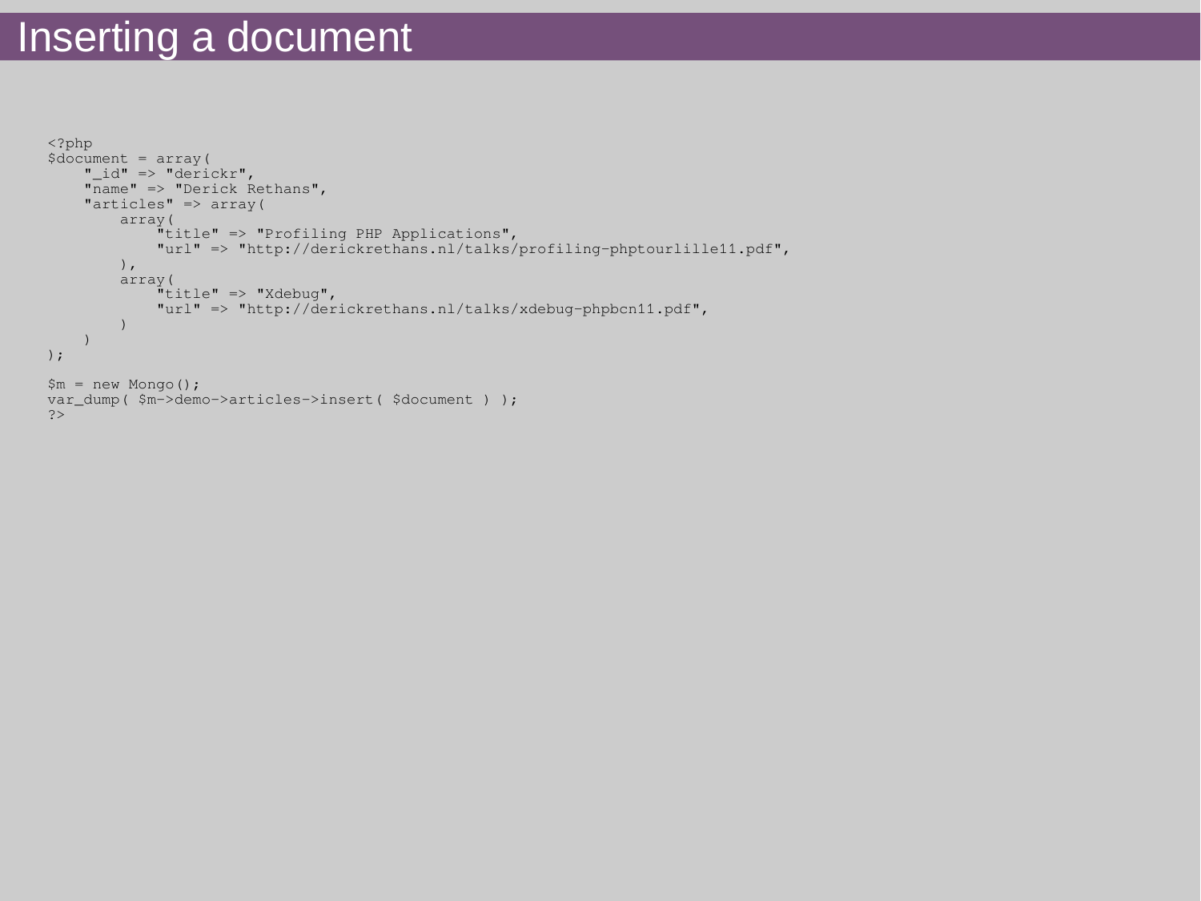# Inserting a document

```php
<?php
$document = array(
    "_id" => "derickr",
    "name" => "Derick Rethans",
    "articles" => array(
        array(
            "title" => "Profiling PHP Applications",
            "url" => "http://derickrethans.nl/talks/profiling-phptourlille11.pdf",
        ),
        array(
            "title" => "Xdebug",
            "url" => "http://derickrethans.nl/talks/xdebug-phpbcn11.pdf",
        )
    )
);

$m = new Mongo();
var_dump( $m->demo->articles->insert( $document ) );
?>
```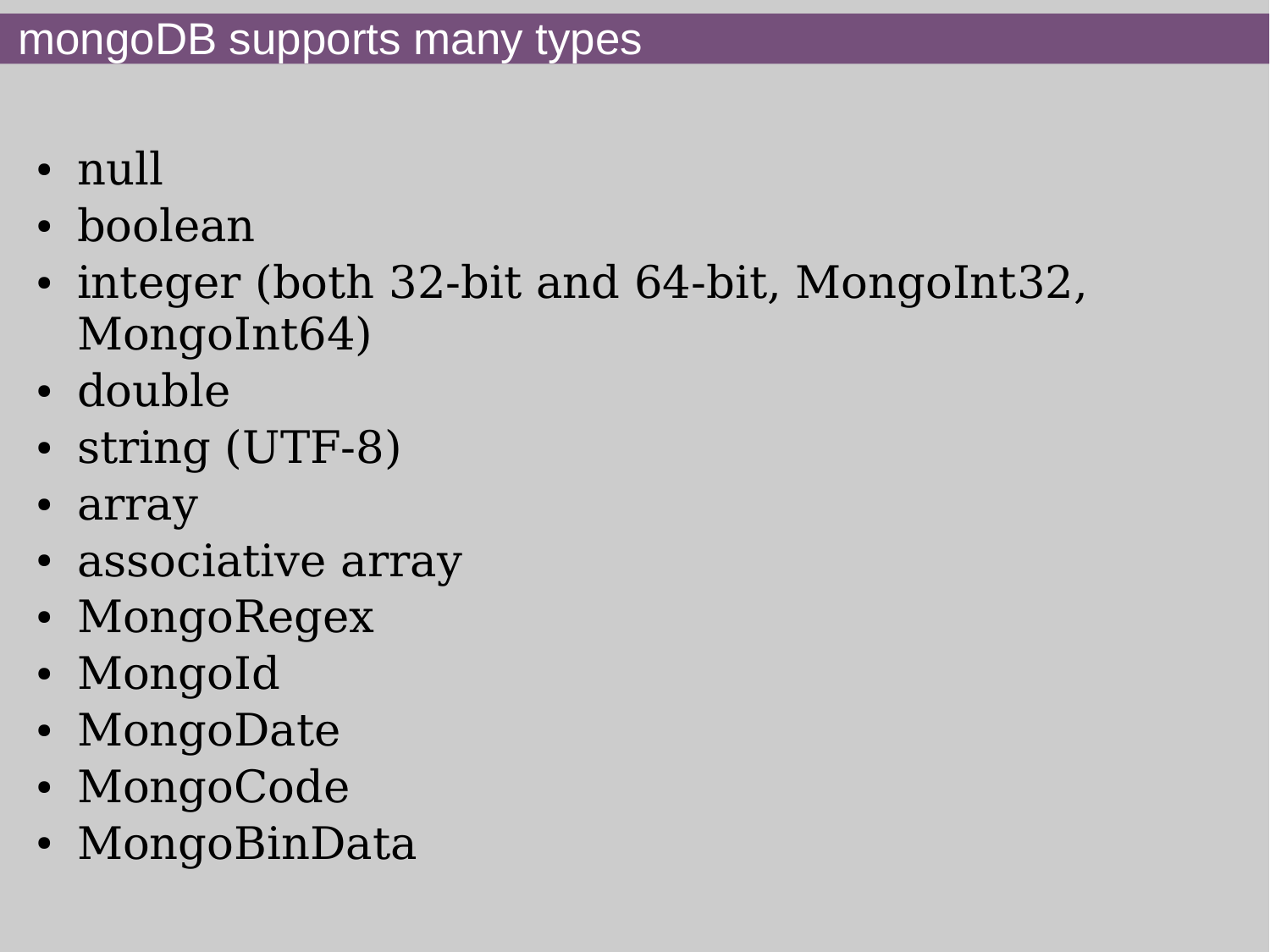# mongoDB supports many types

- null
- boolean
- integer (both 32-bit and 64-bit, MongoInt32, MongoInt64)
- double
- string (UTF-8)
- array
- associative array
- MongoRegex
- MongoId
- MongoDate
- MongoCode
- MongoBinData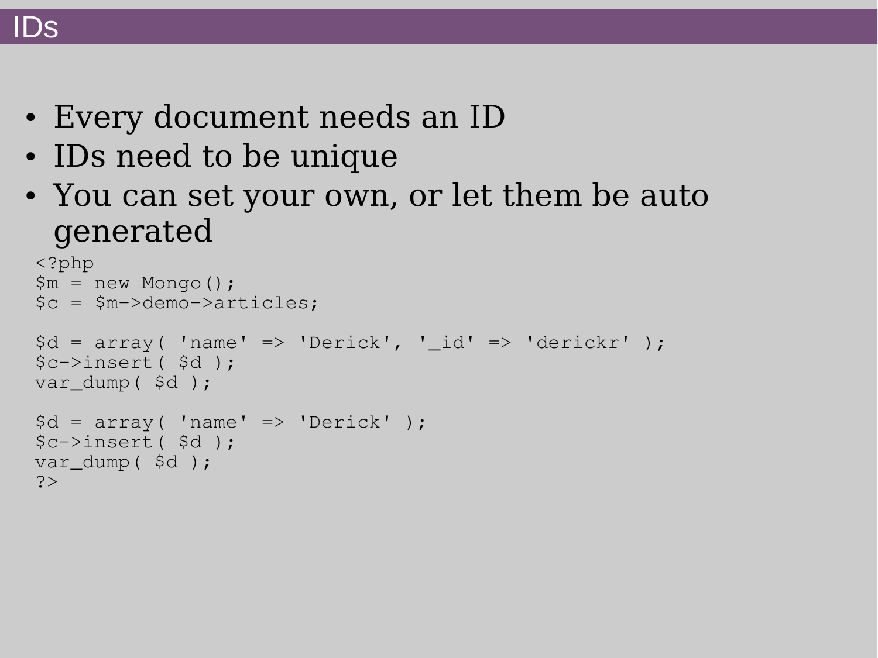# IDs

- Every document needs an ID
- IDs need to be unique
- You can set your own, or let them be auto generated

```php
<?php
$m = new Mongo();
$c = $m->demo->articles;

$d = array( 'name' => 'Derick', '_id' => 'derickr' );
$c->insert( $d );
var_dump( $d );

$d = array( 'name' => 'Derick' );
$c->insert( $d );
var_dump( $d );
?>
```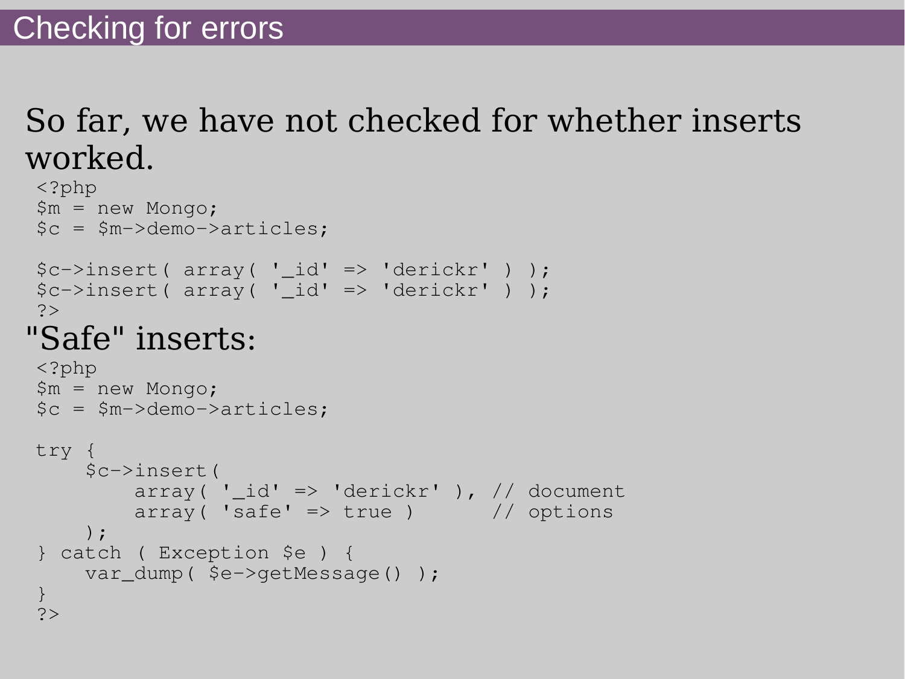# Checking for errors

So far, we have not checked for whether inserts worked.

```php
<?php
$m = new Mongo;
$c = $m->demo->articles;

$c->insert( array( '_id' => 'derickr' ) );
$c->insert( array( '_id' => 'derickr' ) );
?>
```

"Safe" inserts:

```php
<?php
$m = new Mongo;
$c = $m->demo->articles;

try {
    $c->insert(
        array( '_id' => 'derickr' ), // document
        array( 'safe' => true )      // options
    );
} catch ( Exception $e ) {
    var_dump( $e->getMessage() );
}
?>
```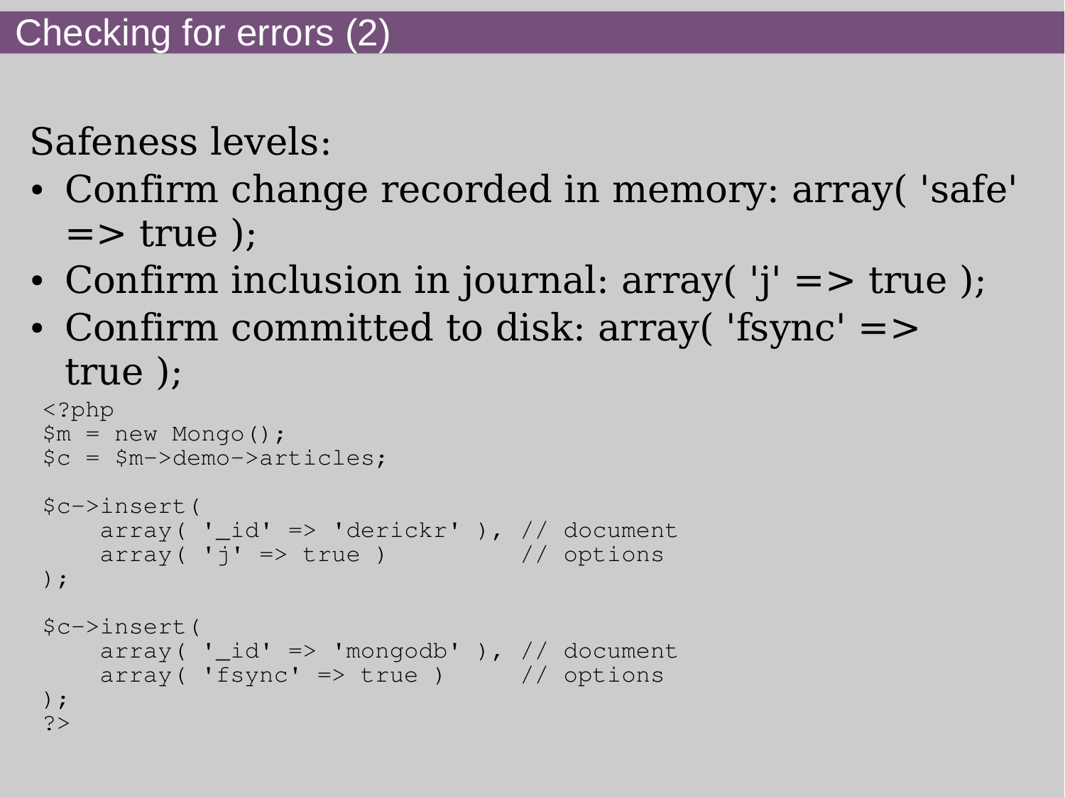# Checking for errors (2)

Safeness levels:

- Confirm change recorded in memory: array( 'safe' => true );
- Confirm inclusion in journal: array( 'j' => true );
- Confirm committed to disk: array( 'fsync' => true );

```
<?php
$m = new Mongo();
$c = $m->demo->articles;

$c->insert(
    array( '_id' => 'derickr' ), // document
    array( 'j' => true )         // options
);

$c->insert(
    array( '_id' => 'mongodb' ), // document
    array( 'fsync' => true )     // options
);
?>
```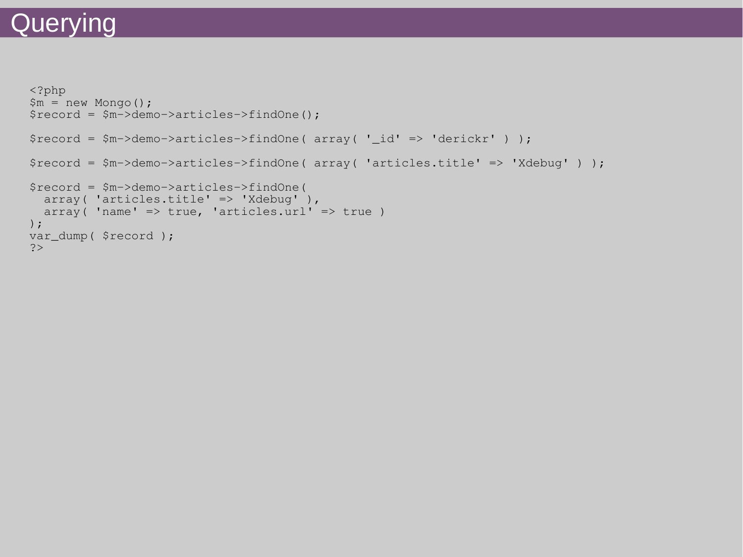# Querying

```php
<?php
$m = new Mongo();
$record = $m->demo->articles->findOne();

$record = $m->demo->articles->findOne( array( '_id' => 'derickr' ) );

$record = $m->demo->articles->findOne( array( 'articles.title' => 'Xdebug' ) );

$record = $m->demo->articles->findOne(
  array( 'articles.title' => 'Xdebug' ),
  array( 'name' => true, 'articles.url' => true )
);
var_dump( $record );
?>
```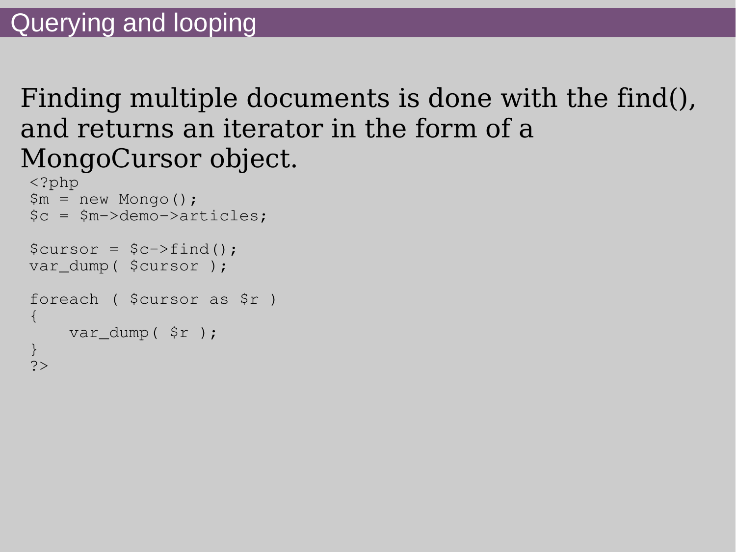# Querying and looping

Finding multiple documents is done with the find(), and returns an iterator in the form of a MongoCursor object.

```
<?php
$m = new Mongo();
$c = $m->demo->articles;

$cursor = $c->find();
var_dump( $cursor );

foreach ( $cursor as $r )
{
    var_dump( $r );
}
?>
```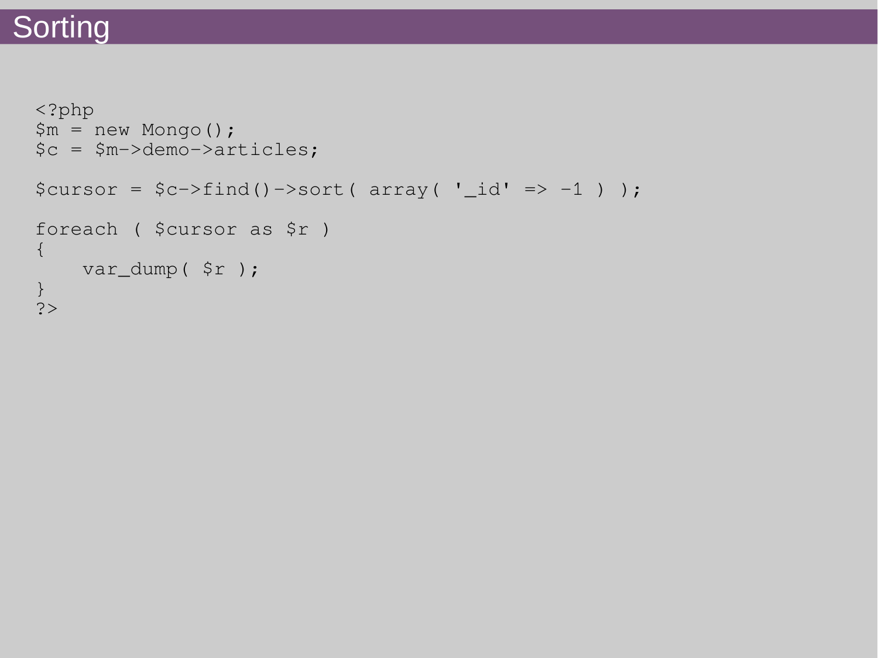# Sorting

```php
<?php
$m = new Mongo();
$c = $m->demo->articles;

$cursor = $c->find()->sort( array( '_id' => -1 ) );

foreach ( $cursor as $r )
{
    var_dump( $r );
}
?>
```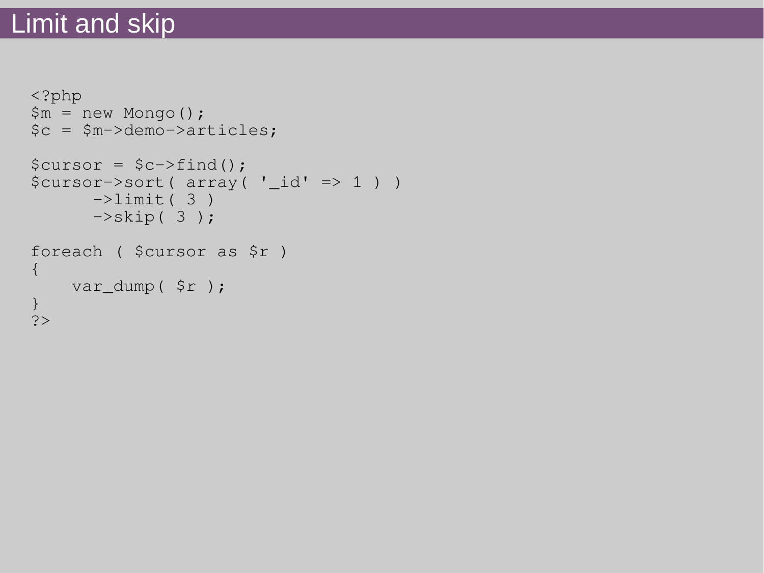# Limit and skip

```
<?php
$m = new Mongo();
$c = $m->demo->articles;

$cursor = $c->find();
$cursor->sort( array( '_id' => 1 ) )
      ->limit( 3 )
      ->skip( 3 );

foreach ( $cursor as $r )
{
    var_dump( $r );
}
?>
```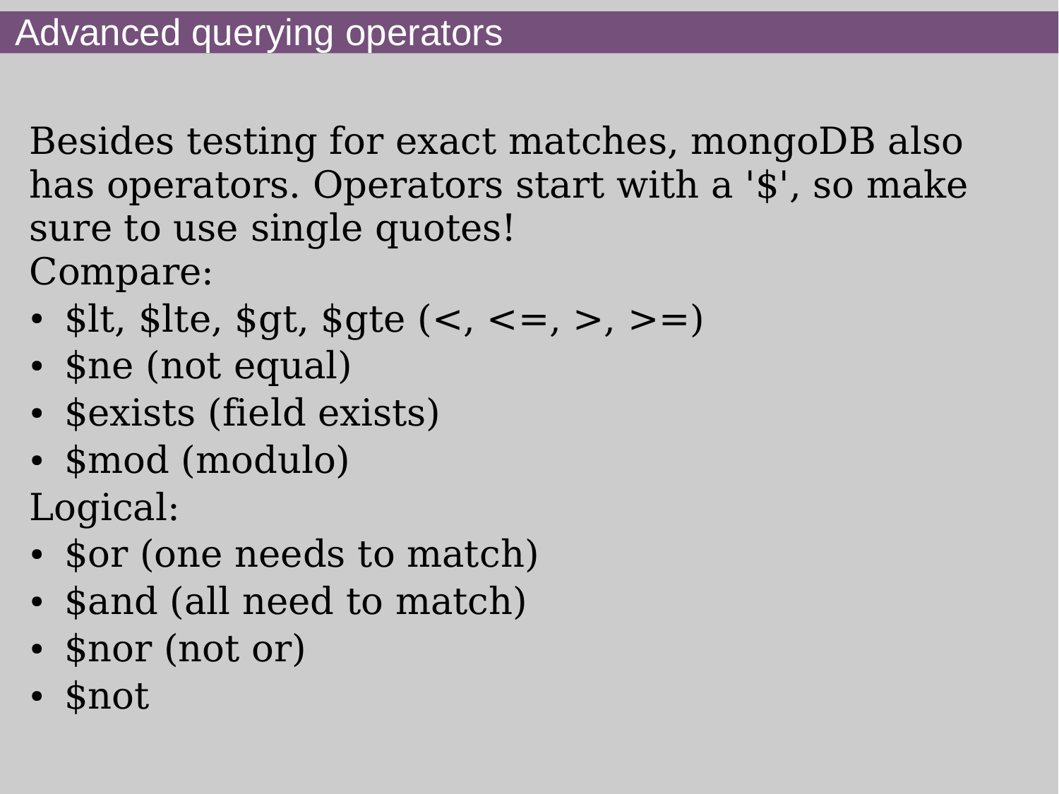# Advanced querying operators

Besides testing for exact matches, mongoDB also has operators. Operators start with a '$', so make sure to use single quotes!

Compare:

- $lt, $lte, $gt, $gte (<, <=, >, >=)
- $ne (not equal)
- $exists (field exists)
- $mod (modulo)

Logical:

- $or (one needs to match)
- $and (all need to match)
- $nor (not or)
- $not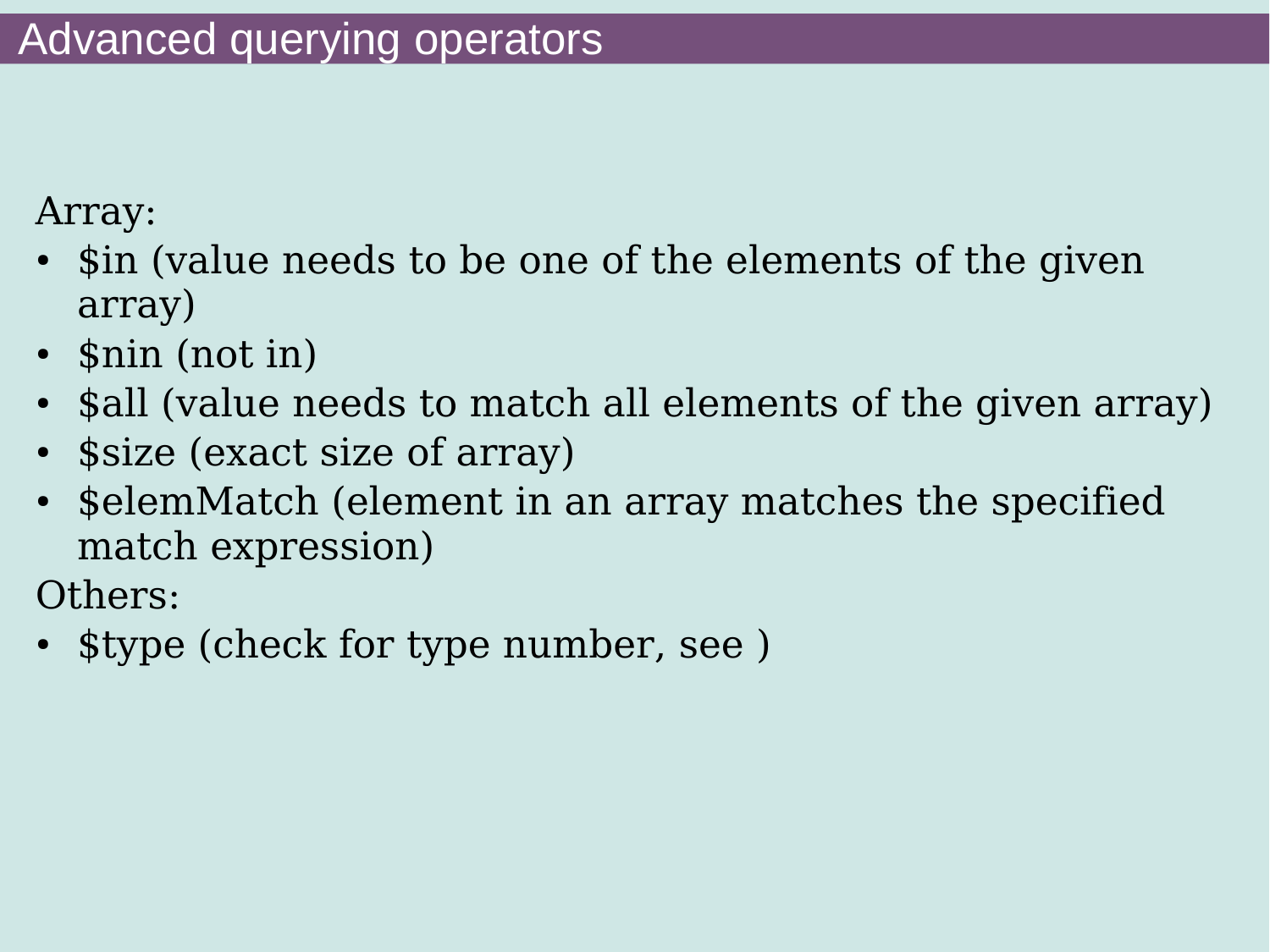# Advanced querying operators

Array:

- $in (value needs to be one of the elements of the given array)
- $nin (not in)
- $all (value needs to match all elements of the given array)
- $size (exact size of array)
- $elemMatch (element in an array matches the specified match expression)

Others:

- $type (check for type number, see )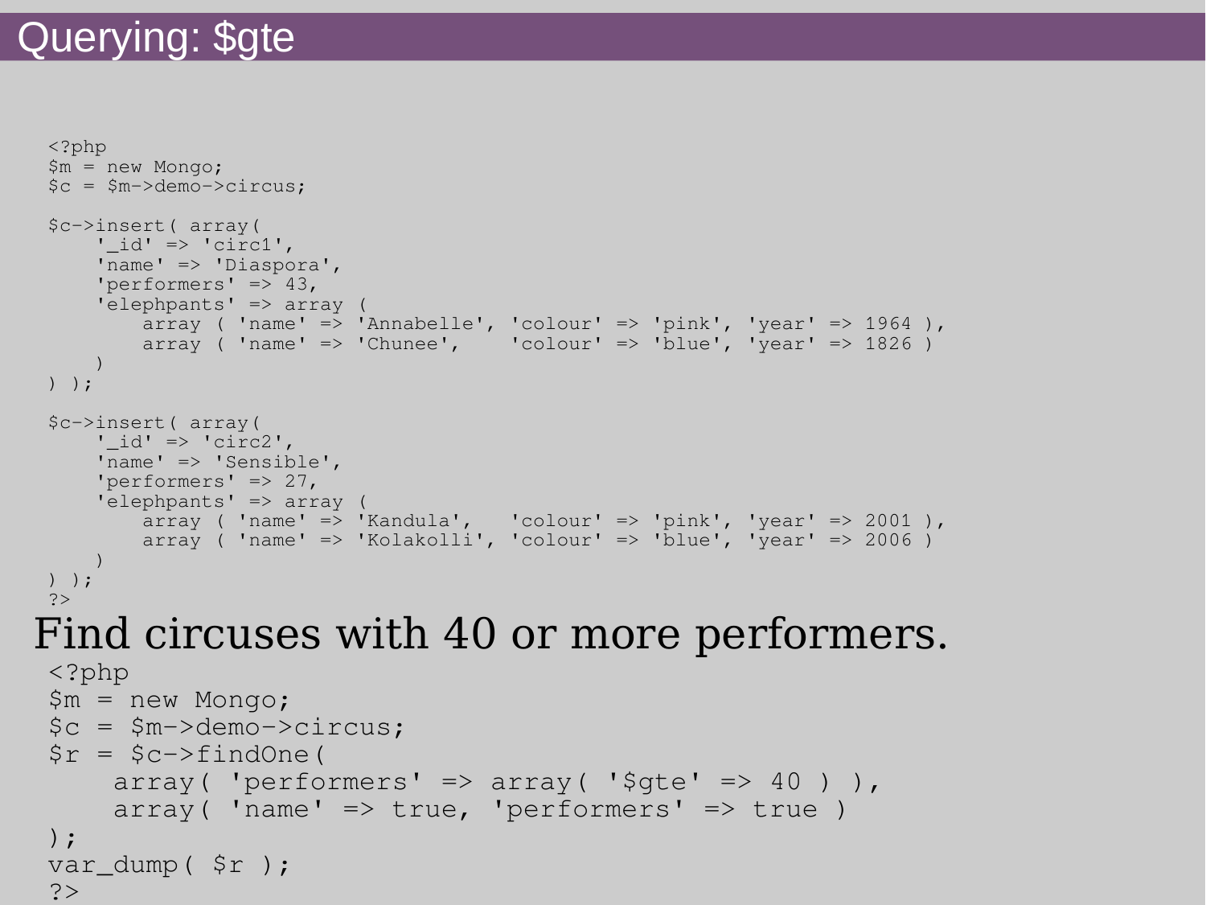# Querying: $gte

```php
<?php
$m = new Mongo;
$c = $m->demo->circus;

$c->insert( array(
    '_id' => 'circ1',
    'name' => 'Diaspora',
    'performers' => 43,
    'elephpants' => array (
        array ( 'name' => 'Annabelle', 'colour' => 'pink', 'year' => 1964 ),
        array ( 'name' => 'Chunee',    'colour' => 'blue', 'year' => 1826 )
    )
) );

$c->insert( array(
    '_id' => 'circ2',
    'name' => 'Sensible',
    'performers' => 27,
    'elephpants' => array (
        array ( 'name' => 'Kandula',   'colour' => 'pink', 'year' => 2001 ),
        array ( 'name' => 'Kolakolli', 'colour' => 'blue', 'year' => 2006 )
    )
) );
?>
```

Find circuses with 40 or more performers.

```php
<?php
$m = new Mongo;
$c = $m->demo->circus;
$r = $c->findOne(
    array( 'performers' => array( '$gte' => 40 ) ),
    array( 'name' => true, 'performers' => true )
);
var_dump( $r );
?>
```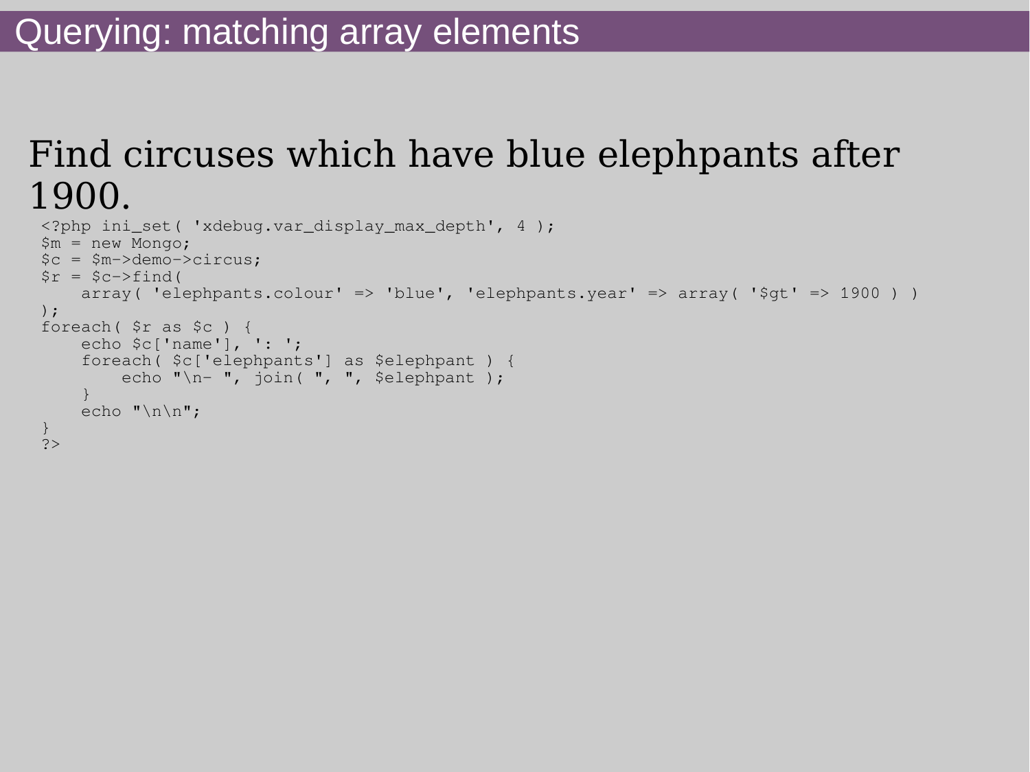# Querying: matching array elements

Find circuses which have blue elephpants after 1900.

```
<?php ini_set( 'xdebug.var_display_max_depth', 4 );
$m = new Mongo;
$c = $m->demo->circus;
$r = $c->find(
    array( 'elephpants.colour' => 'blue', 'elephpants.year' => array( '$gt' => 1900 ) )
);
foreach( $r as $c ) {
    echo $c['name'], ': ';
    foreach( $c['elephpants'] as $elephpant ) {
        echo "\n- ", join( ", ", $elephpant );
    }
    echo "\n\n";
}
?>
```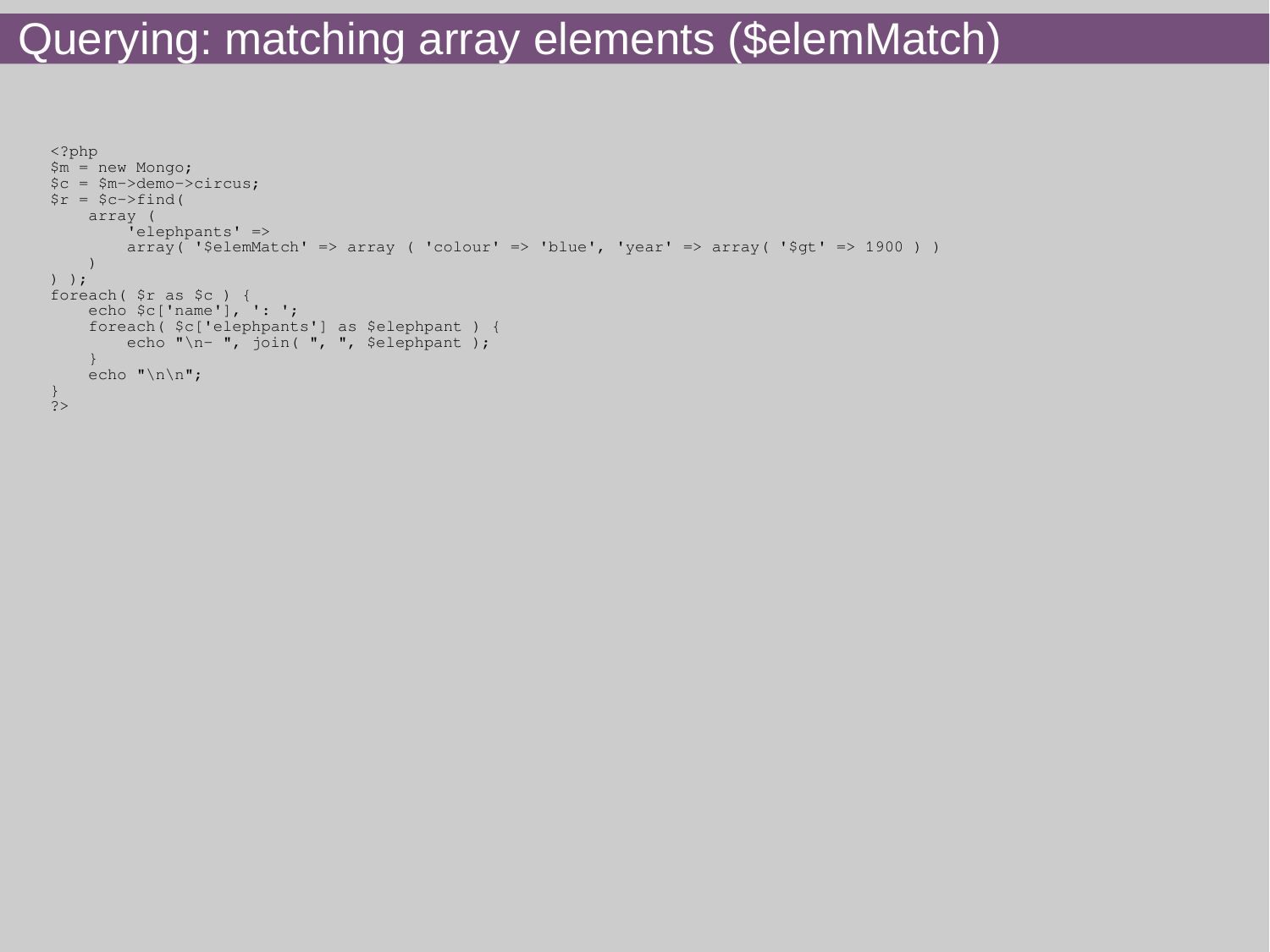# Querying: matching array elements ($elemMatch)

```
<?php
$m = new Mongo;
$c = $m->demo->circus;
$r = $c->find(
    array (
        'elephpants' =>
        array( '$elemMatch' => array ( 'colour' => 'blue', 'year' => array( '$gt' => 1900 ) )
    )
) );
foreach( $r as $c ) {
    echo $c['name'], ': ';
    foreach( $c['elephpants'] as $elephpant ) {
        echo "\n- ", join( ", ", $elephpant );
    }
    echo "\n\n";
}
?>
```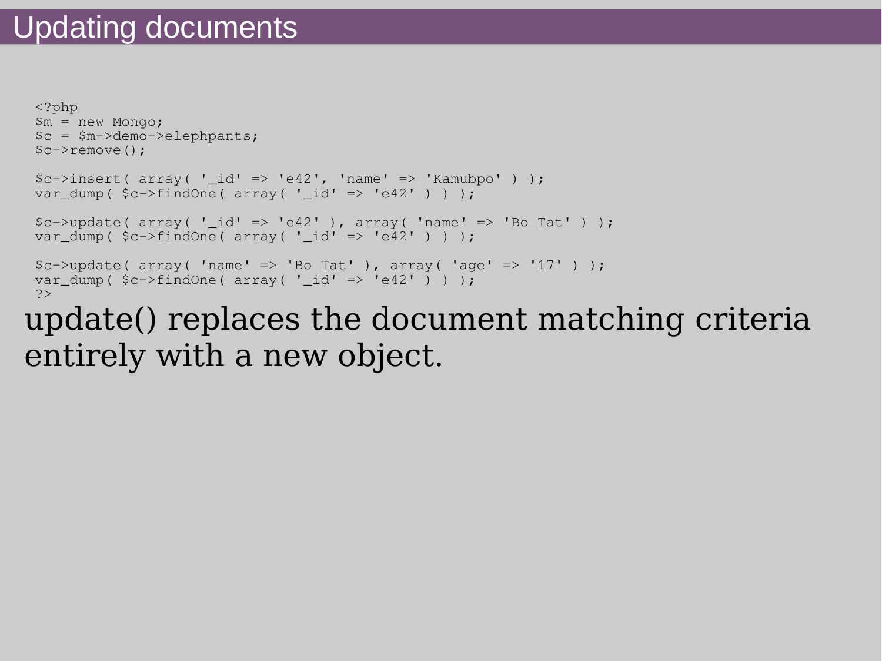# Updating documents

```php
<?php
$m = new Mongo;
$c = $m->demo->elephpants;
$c->remove();

$c->insert( array( '_id' => 'e42', 'name' => 'Kamubpo' ) );
var_dump( $c->findOne( array( '_id' => 'e42' ) ) );

$c->update( array( '_id' => 'e42' ), array( 'name' => 'Bo Tat' ) );
var_dump( $c->findOne( array( '_id' => 'e42' ) ) );

$c->update( array( 'name' => 'Bo Tat' ), array( 'age' => '17' ) );
var_dump( $c->findOne( array( '_id' => 'e42' ) ) );
?>
```

update() replaces the document matching criteria entirely with a new object.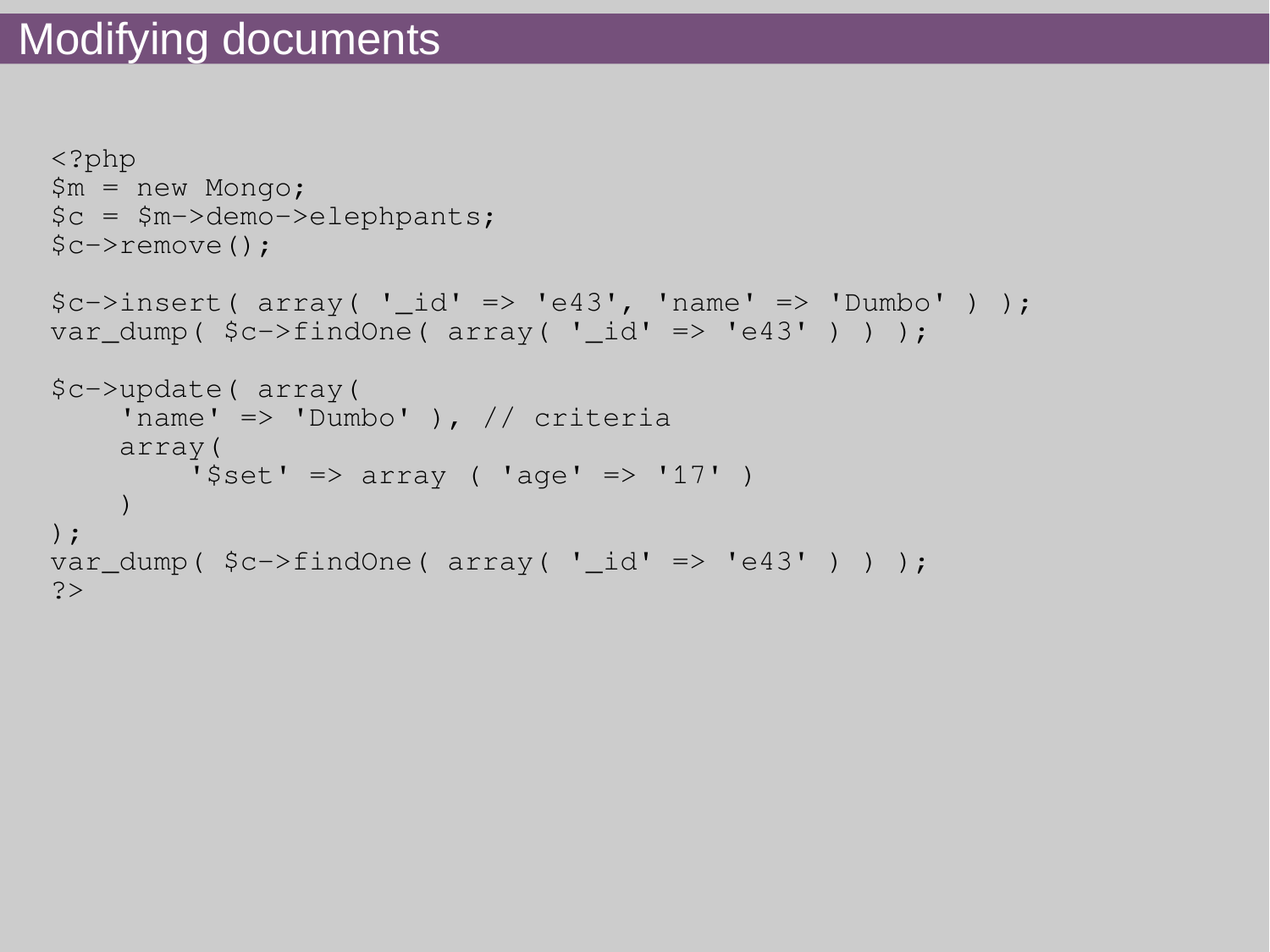# Modifying documents

```php
<?php
$m = new Mongo;
$c = $m->demo->elephpants;
$c->remove();

$c->insert( array( '_id' => 'e43', 'name' => 'Dumbo' ) );
var_dump( $c->findOne( array( '_id' => 'e43' ) ) );

$c->update( array(
    'name' => 'Dumbo' ), // criteria
    array(
        '$set' => array ( 'age' => '17' )
    )
);
var_dump( $c->findOne( array( '_id' => 'e43' ) ) );
?>
```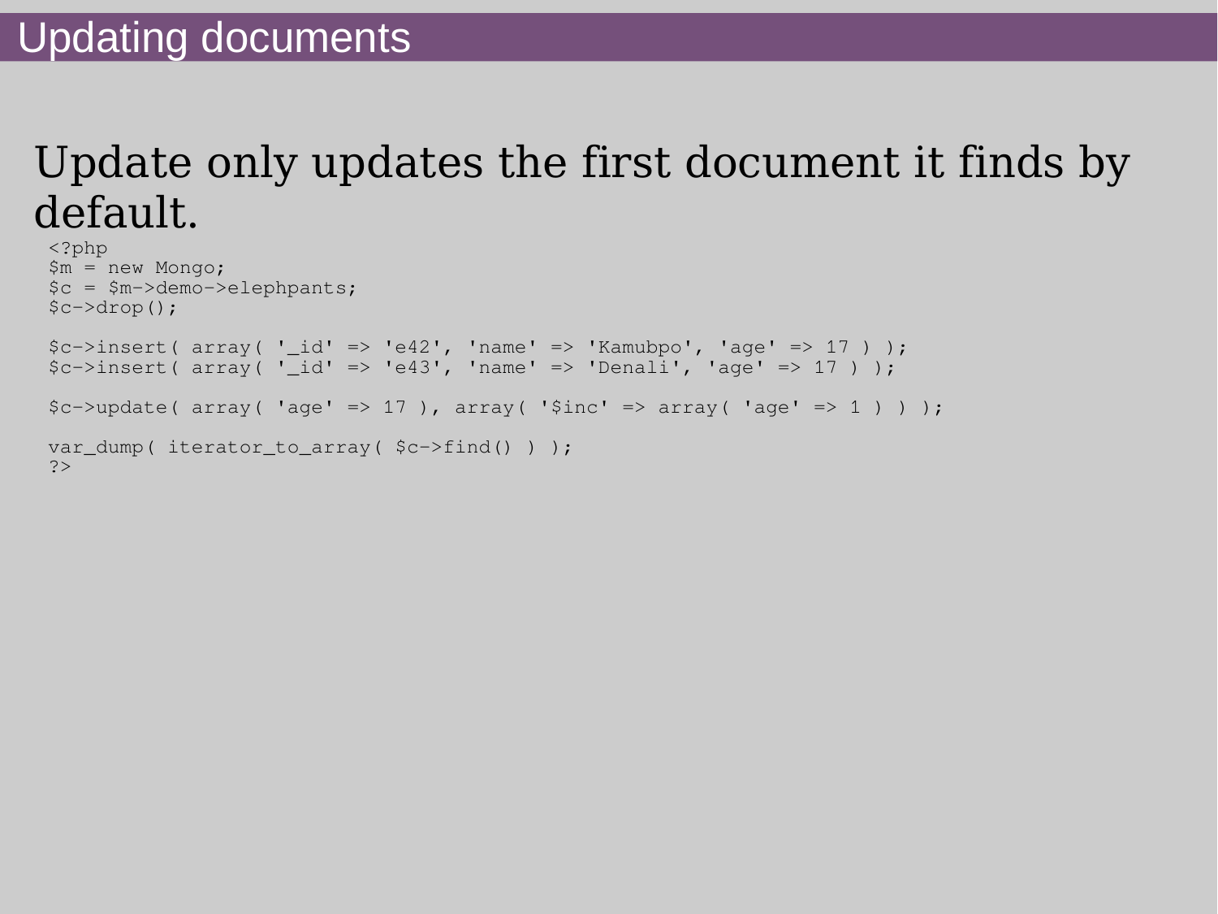# Updating documents

Update only updates the first document it finds by default.

```
<?php
$m = new Mongo;
$c = $m->demo->elephpants;
$c->drop();

$c->insert( array( '_id' => 'e42', 'name' => 'Kamubpo', 'age' => 17 ) );
$c->insert( array( '_id' => 'e43', 'name' => 'Denali', 'age' => 17 ) );

$c->update( array( 'age' => 17 ), array( '$inc' => array( 'age' => 1 ) ) );

var_dump( iterator_to_array( $c->find() ) );
?>
```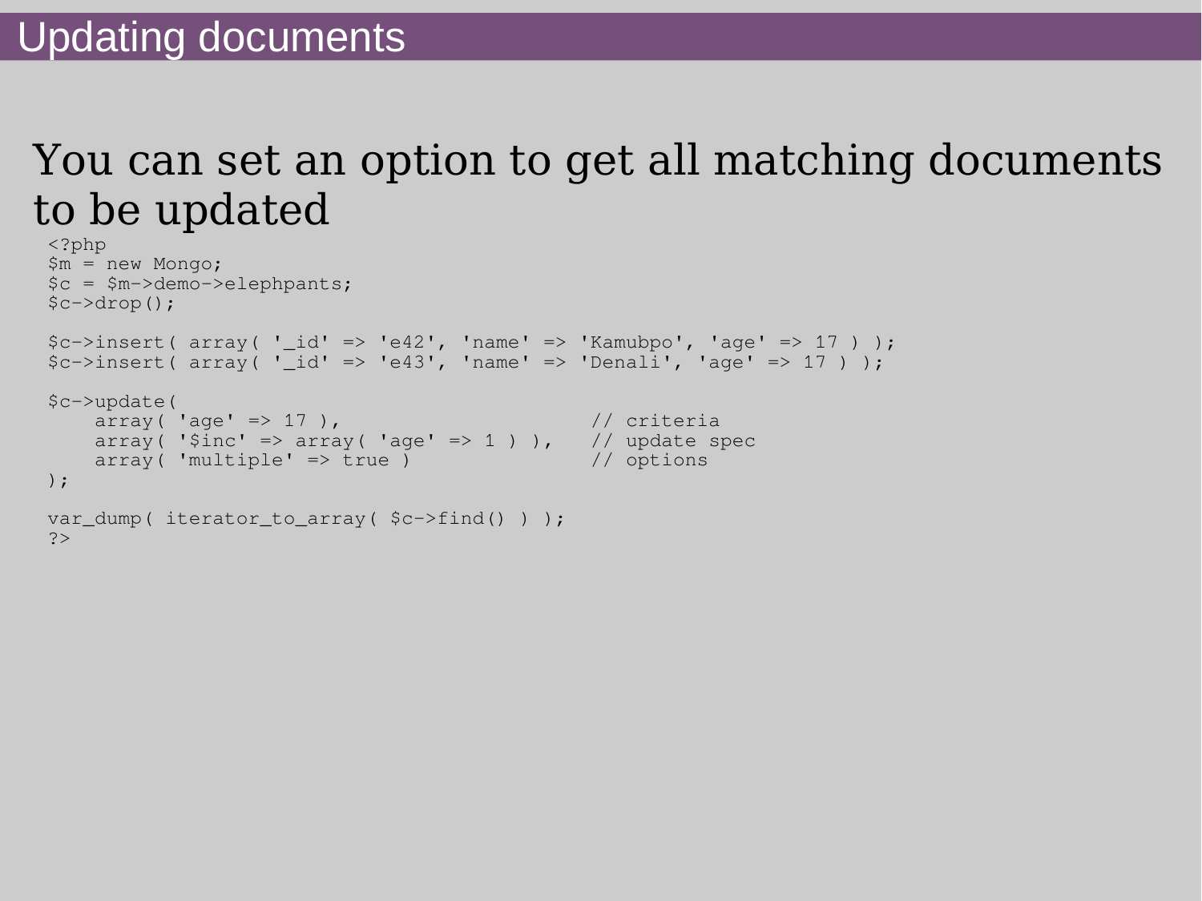# Updating documents

## You can set an option to get all matching documents to be updated

```
<?php
$m = new Mongo;
$c = $m->demo->elephpants;
$c->drop();

$c->insert( array( '_id' => 'e42', 'name' => 'Kamubpo', 'age' => 17 ) );
$c->insert( array( '_id' => 'e43', 'name' => 'Denali', 'age' => 17 ) );

$c->update(
    array( 'age' => 17 ),                      // criteria
    array( '$inc' => array( 'age' => 1 ) ),   // update spec
    array( 'multiple' => true )                // options
);

var_dump( iterator_to_array( $c->find() ) );
?>
```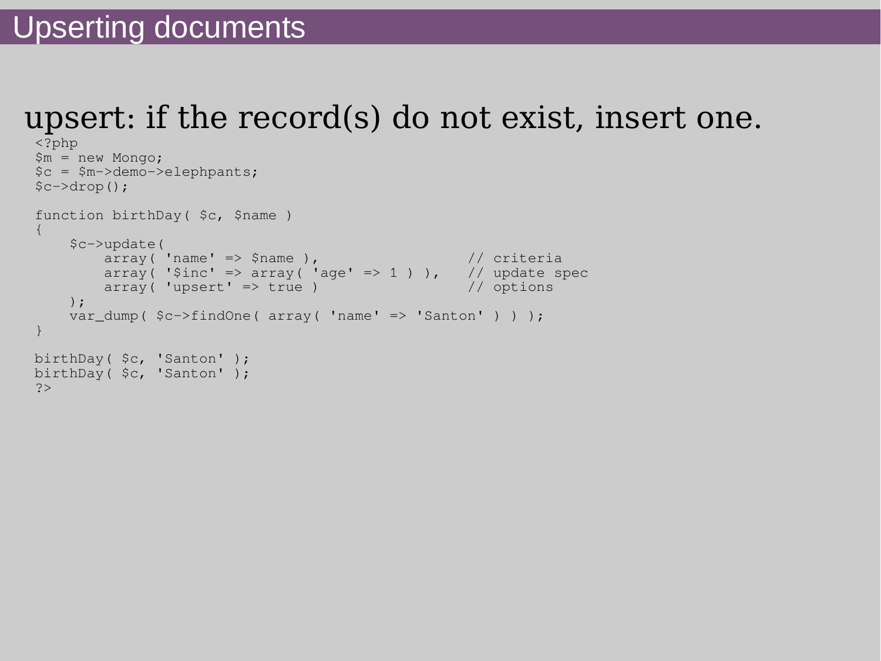# Upserting documents

## upsert: if the record(s) do not exist, insert one.

```
<?php
$m = new Mongo;
$c = $m->demo->elephpants;
$c->drop();

function birthDay( $c, $name )
{
    $c->update(
        array( 'name' => $name ),                 // criteria
        array( '$inc' => array( 'age' => 1 ) ),   // update spec
        array( 'upsert' => true )                 // options
    );
    var_dump( $c->findOne( array( 'name' => 'Santon' ) ) );
}

birthDay( $c, 'Santon' );
birthDay( $c, 'Santon' );
?>
```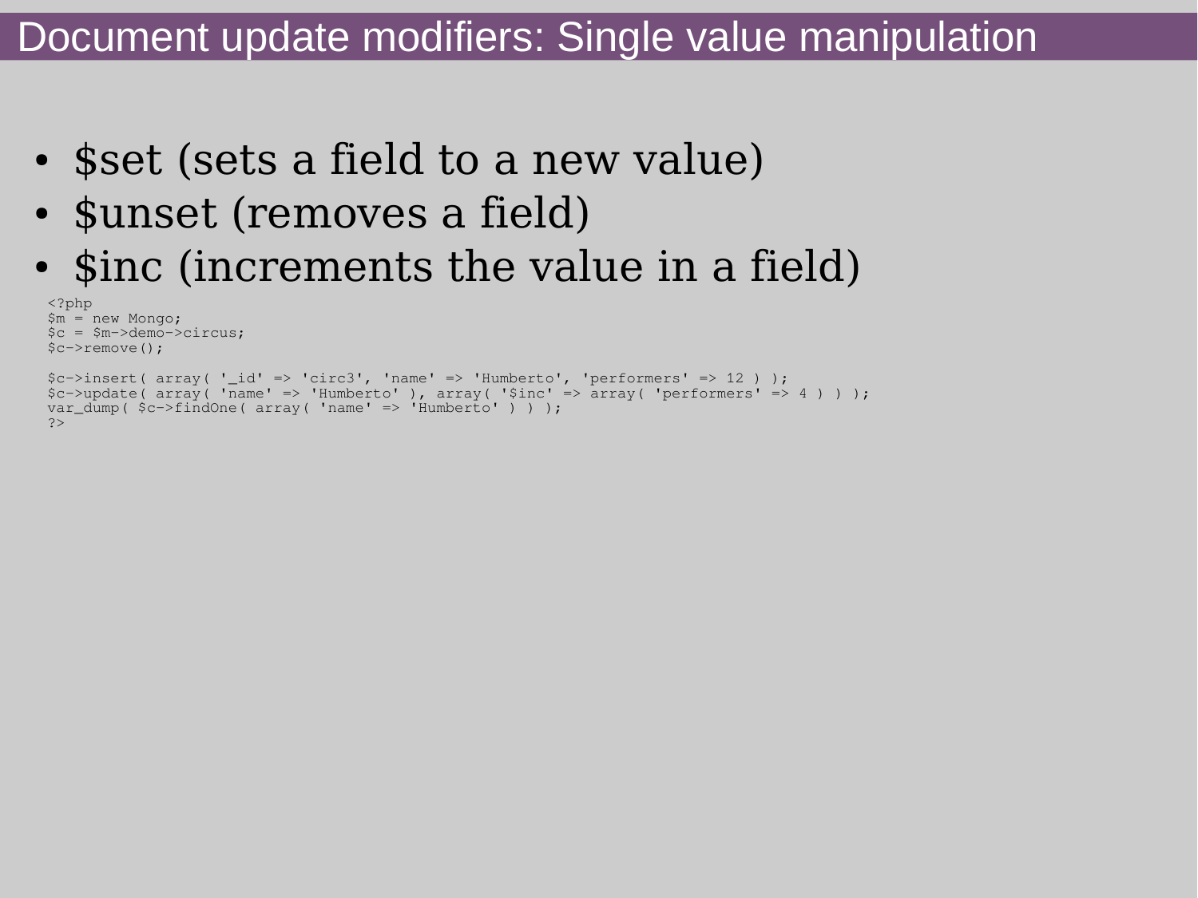# Document update modifiers: Single value manipulation

- $set (sets a field to a new value)
- $unset (removes a field)
- $inc (increments the value in a field)

```php
<?php
$m = new Mongo;
$c = $m->demo->circus;
$c->remove();

$c->insert( array( '_id' => 'circ3', 'name' => 'Humberto', 'performers' => 12 ) );
$c->update( array( 'name' => 'Humberto' ), array( '$inc' => array( 'performers' => 4 ) ) );
var_dump( $c->findOne( array( 'name' => 'Humberto' ) ) );
?>
```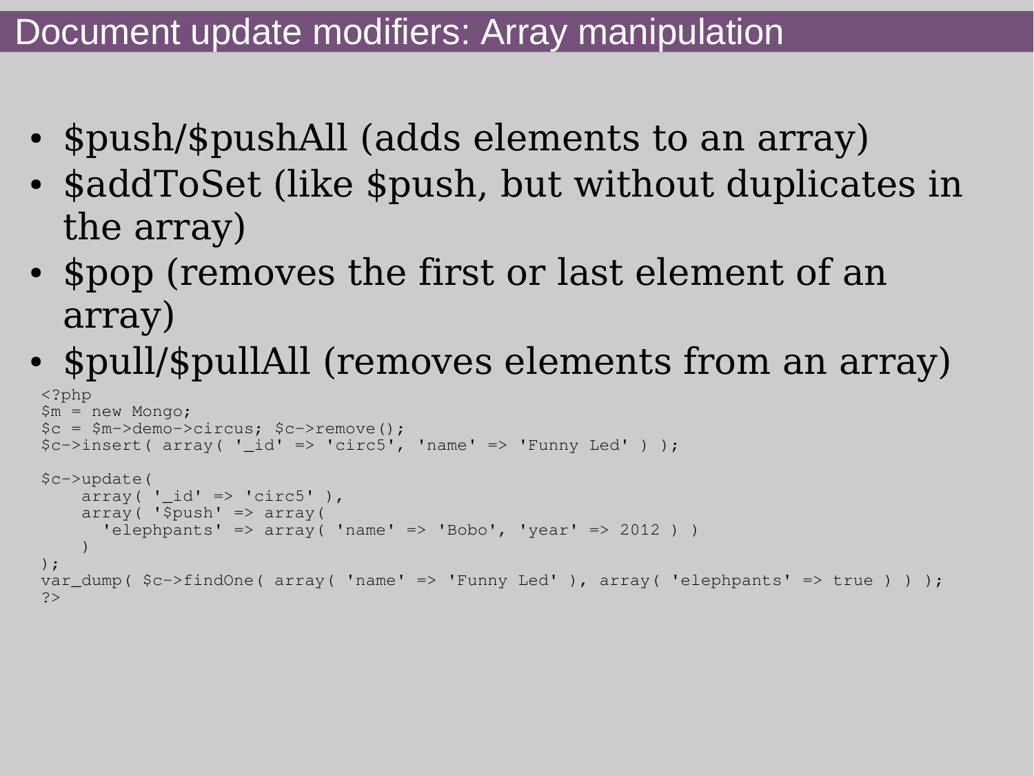# Document update modifiers: Array manipulation

- $push/$pushAll (adds elements to an array)
- $addToSet (like $push, but without duplicates in the array)
- $pop (removes the first or last element of an array)
- $pull/$pullAll (removes elements from an array)

```
<?php
$m = new Mongo;
$c = $m->demo->circus; $c->remove();
$c->insert( array( '_id' => 'circ5', 'name' => 'Funny Led' ) );

$c->update(
    array( '_id' => 'circ5' ),
    array( '$push' => array(
      'elephpants' => array( 'name' => 'Bobo', 'year' => 2012 ) )
    )
);
var_dump( $c->findOne( array( 'name' => 'Funny Led' ), array( 'elephpants' => true ) ) );
?>
```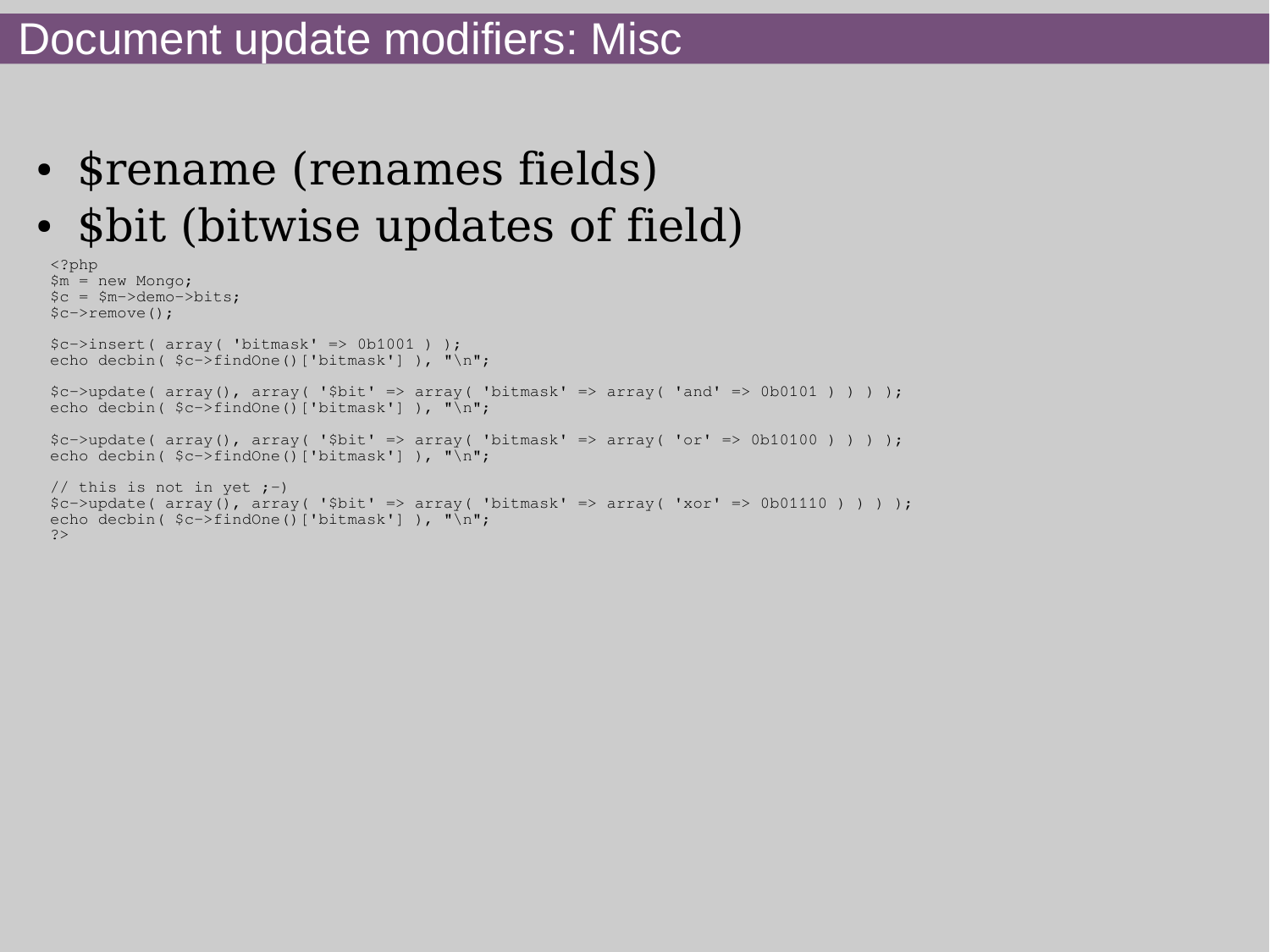# Document update modifiers: Misc

- $rename (renames fields)
- $bit (bitwise updates of field)

```php
<?php
$m = new Mongo;
$c = $m->demo->bits;
$c->remove();

$c->insert( array( 'bitmask' => 0b1001 ) );
echo decbin( $c->findOne()['bitmask'] ), "\n";

$c->update( array(), array( '$bit' => array( 'bitmask' => array( 'and' => 0b0101 ) ) ) );
echo decbin( $c->findOne()['bitmask'] ), "\n";

$c->update( array(), array( '$bit' => array( 'bitmask' => array( 'or' => 0b10100 ) ) ) );
echo decbin( $c->findOne()['bitmask'] ), "\n";

// this is not in yet ;-)
$c->update( array(), array( '$bit' => array( 'bitmask' => array( 'xor' => 0b01110 ) ) ) );
echo decbin( $c->findOne()['bitmask'] ), "\n";
?>
```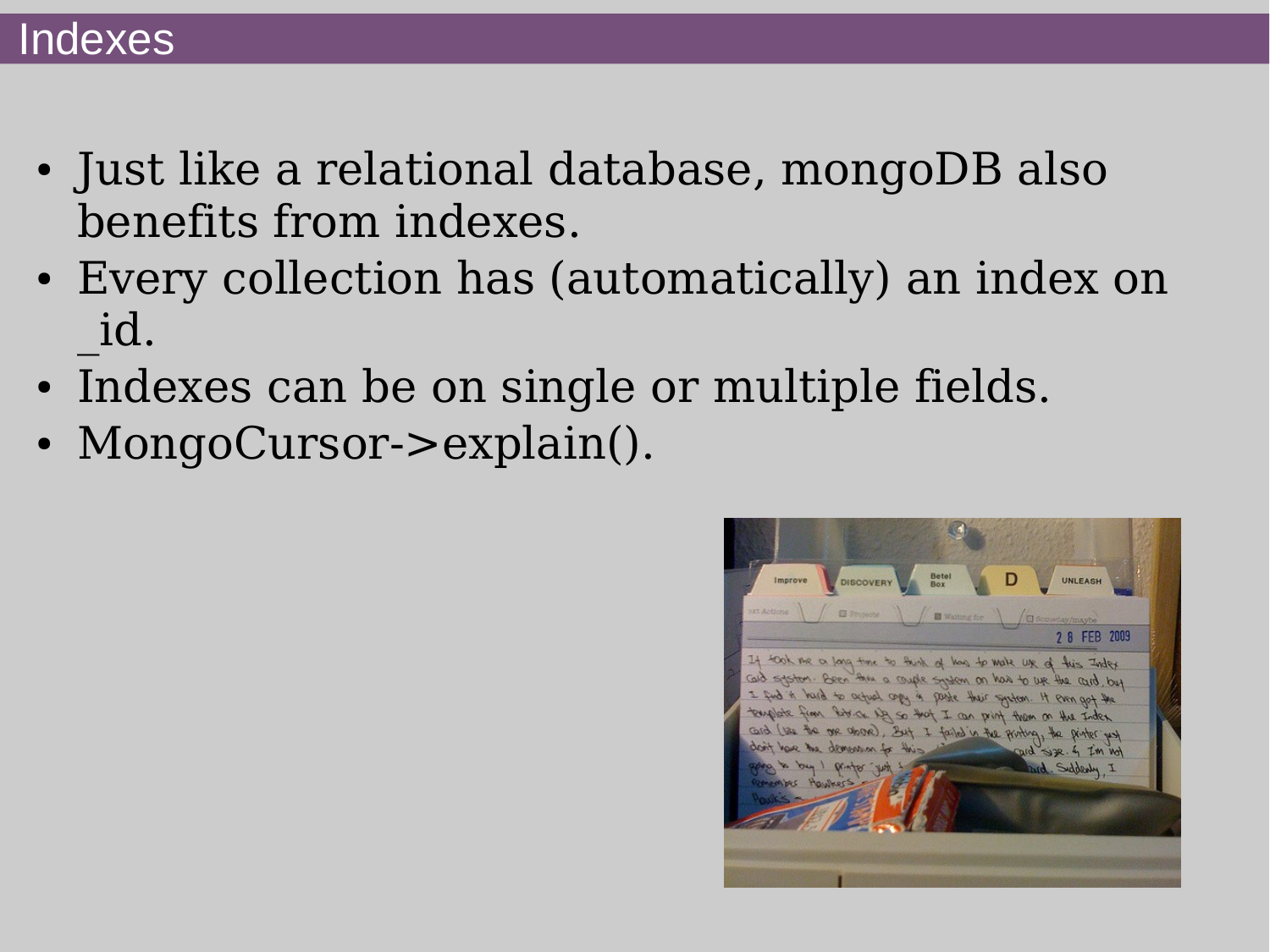# Indexes

- Just like a relational database, mongoDB also benefits from indexes.
- Every collection has (automatically) an index on _id.
- Indexes can be on single or multiple fields.
- MongoCursor->explain().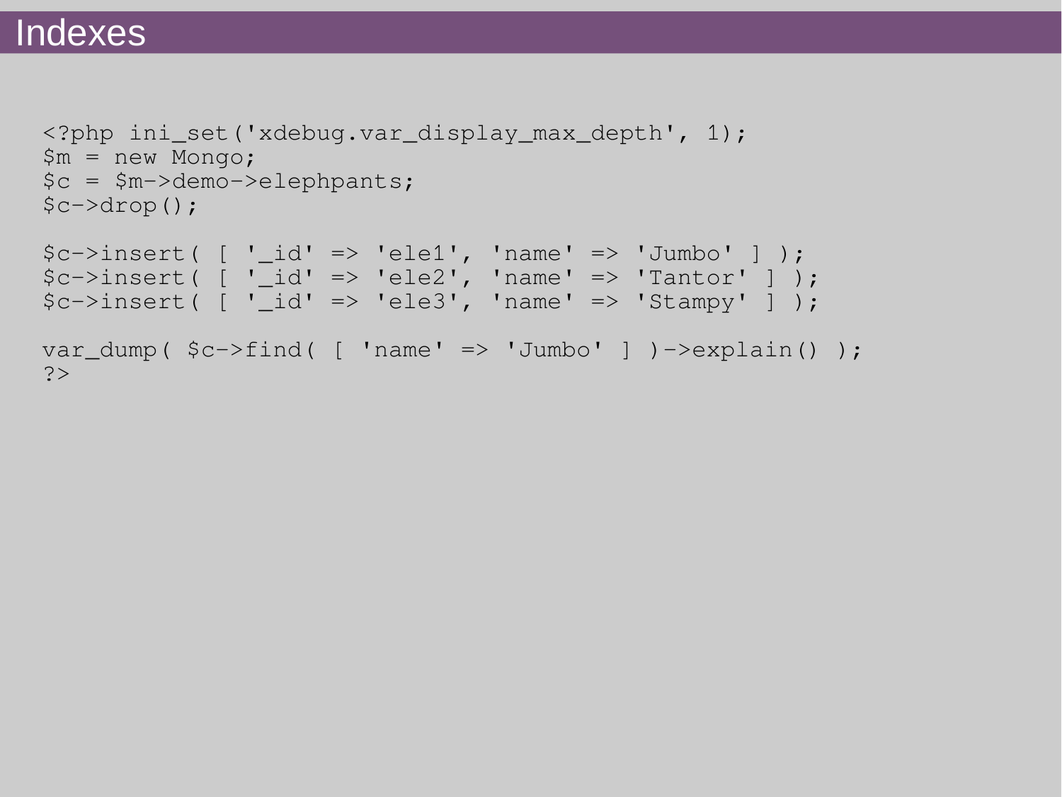# Indexes

```php
<?php ini_set('xdebug.var_display_max_depth', 1);
$m = new Mongo;
$c = $m->demo->elephpants;
$c->drop();

$c->insert( [ '_id' => 'ele1', 'name' => 'Jumbo' ] );
$c->insert( [ '_id' => 'ele2', 'name' => 'Tantor' ] );
$c->insert( [ '_id' => 'ele3', 'name' => 'Stampy' ] );

var_dump( $c->find( [ 'name' => 'Jumbo' ] )->explain() );
?>
```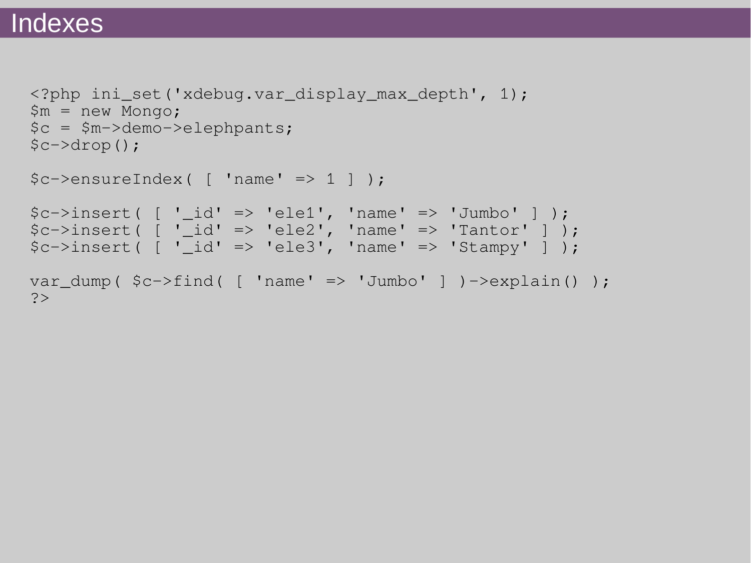# Indexes

```php
<?php ini_set('xdebug.var_display_max_depth', 1);
$m = new Mongo;
$c = $m->demo->elephpants;
$c->drop();

$c->ensureIndex( [ 'name' => 1 ] );

$c->insert( [ '_id' => 'ele1', 'name' => 'Jumbo' ] );
$c->insert( [ '_id' => 'ele2', 'name' => 'Tantor' ] );
$c->insert( [ '_id' => 'ele3', 'name' => 'Stampy' ] );

var_dump( $c->find( [ 'name' => 'Jumbo' ] )->explain() );
?>
```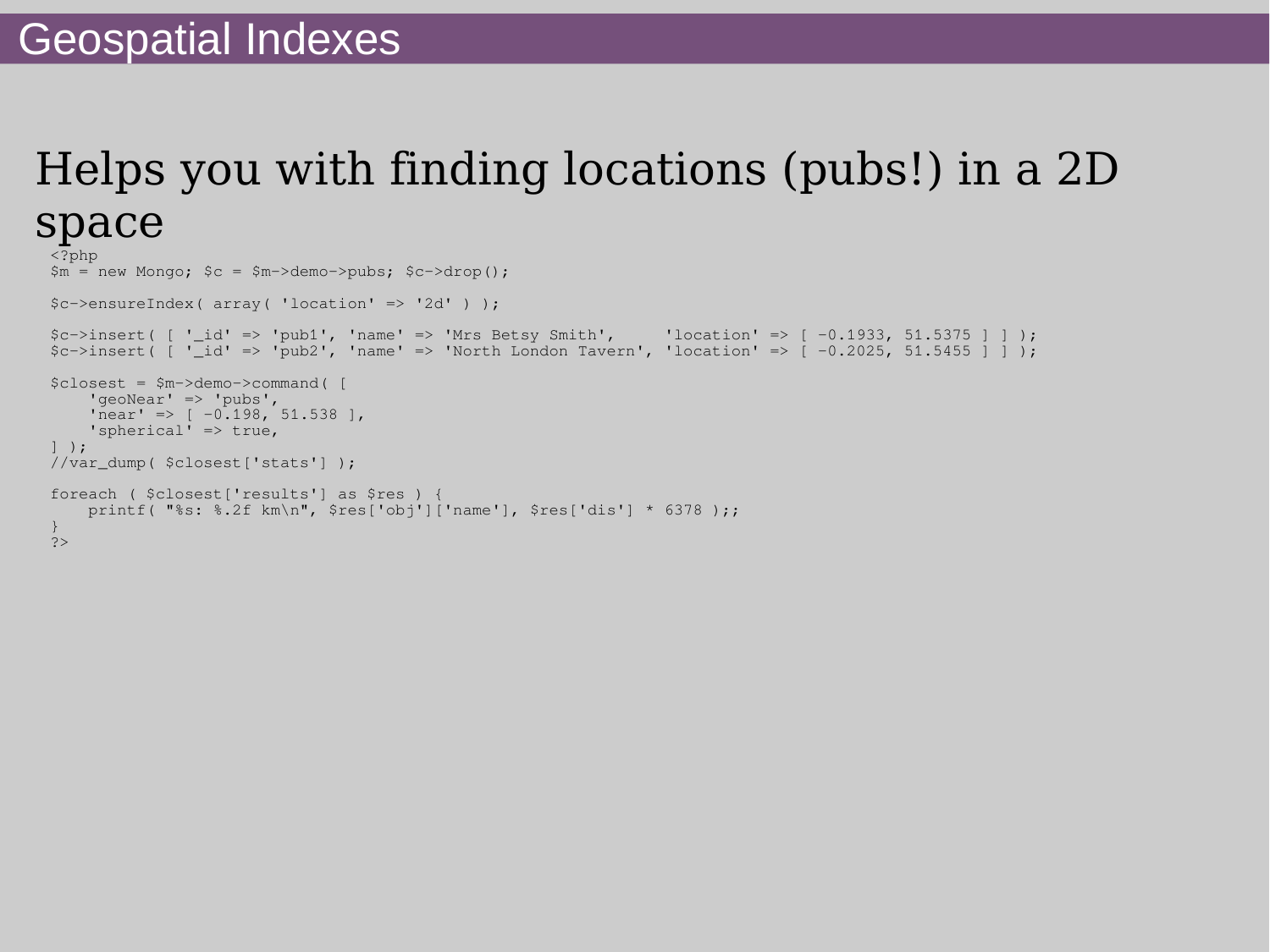# Geospatial Indexes

Helps you with finding locations (pubs!) in a 2D space

```php
<?php
$m = new Mongo; $c = $m->demo->pubs; $c->drop();

$c->ensureIndex( array( 'location' => '2d' ) );

$c->insert( [ '_id' => 'pub1', 'name' => 'Mrs Betsy Smith',     'location' => [ -0.1933, 51.5375 ] ] );
$c->insert( [ '_id' => 'pub2', 'name' => 'North London Tavern', 'location' => [ -0.2025, 51.5455 ] ] );

$closest = $m->demo->command( [
    'geoNear' => 'pubs',
    'near' => [ -0.198, 51.538 ],
    'spherical' => true,
] );
//var_dump( $closest['stats'] );

foreach ( $closest['results'] as $res ) {
    printf( "%s: %.2f km\n", $res['obj']['name'], $res['dis'] * 6378 );;
}
?>
```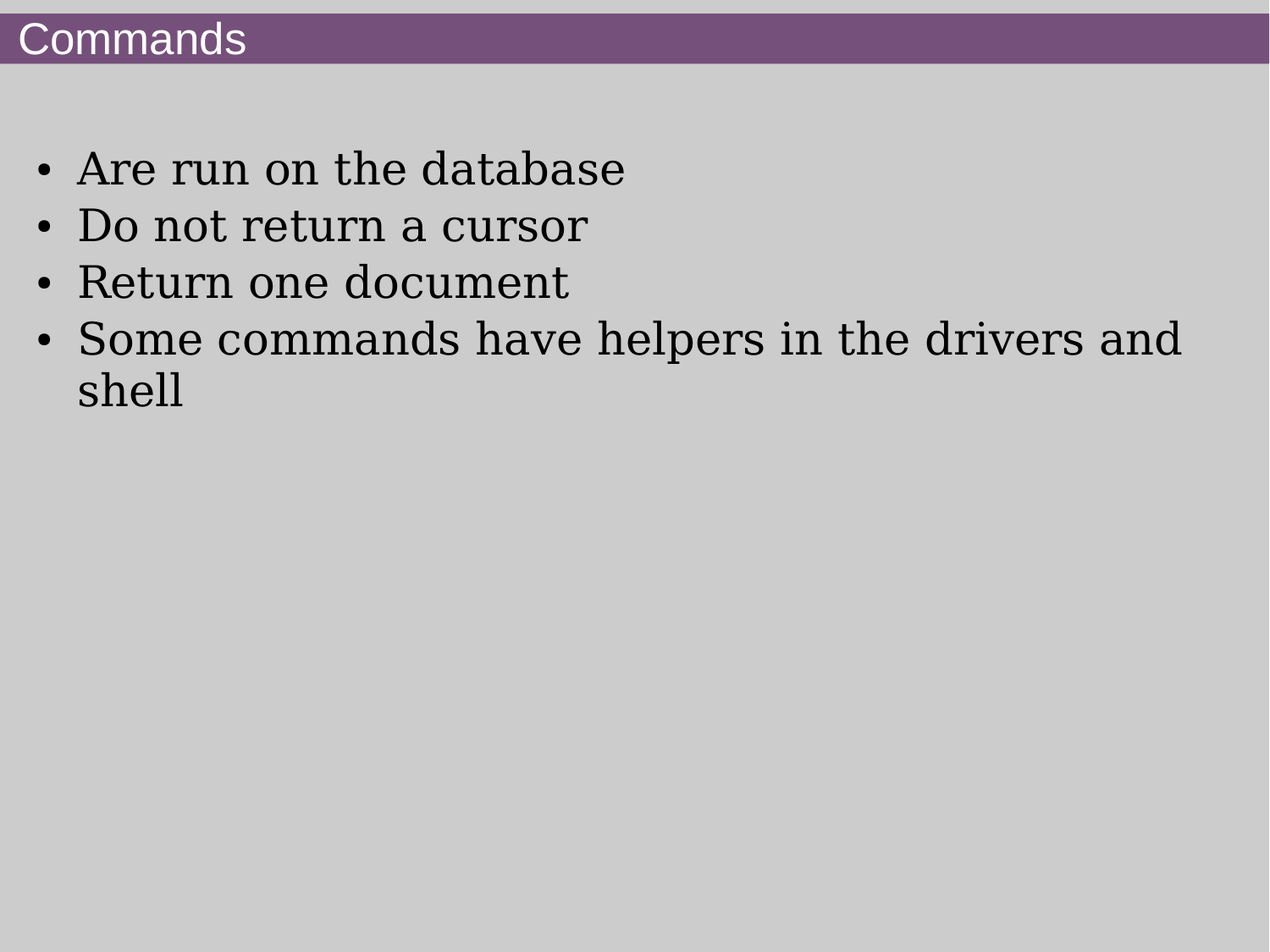# Commands

- Are run on the database
- Do not return a cursor
- Return one document
- Some commands have helpers in the drivers and shell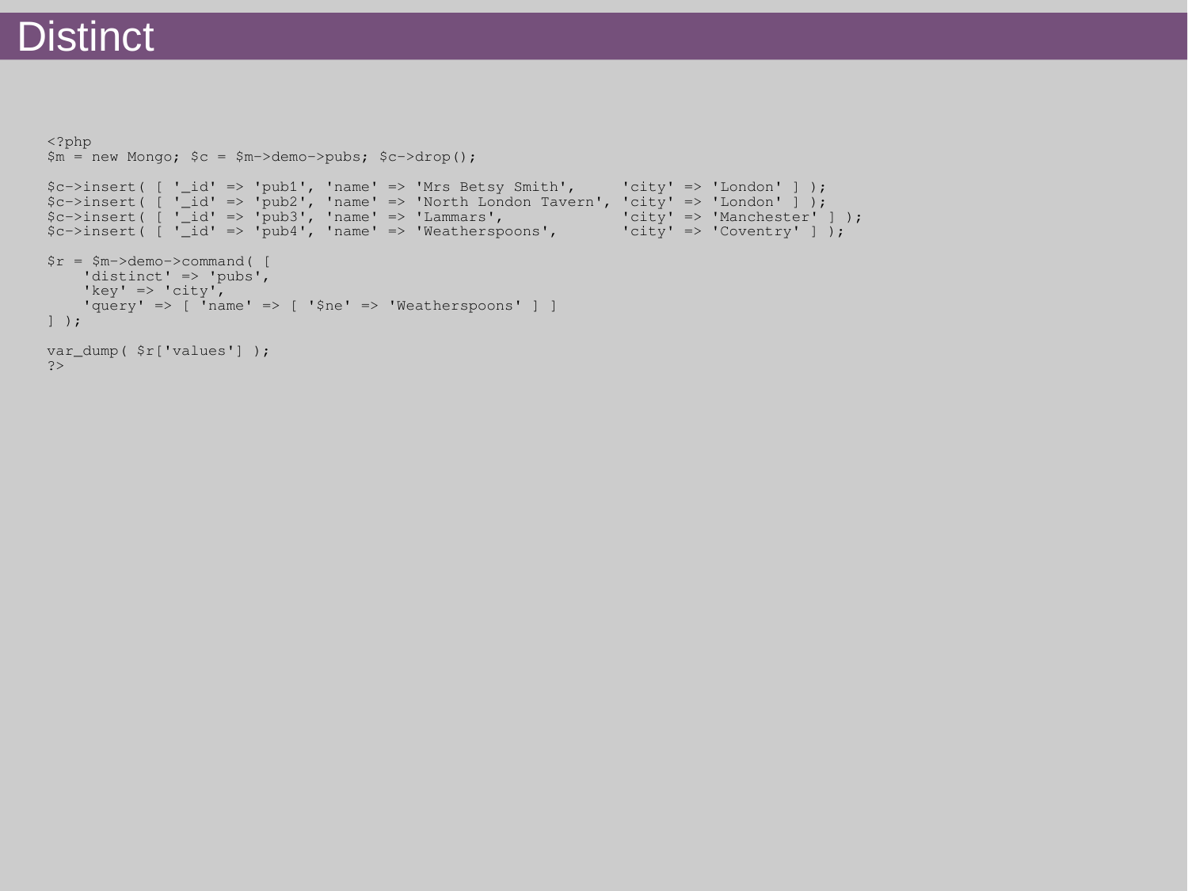# Distinct

```php
<?php
$m = new Mongo; $c = $m->demo->pubs; $c->drop();

$c->insert( [ '_id' => 'pub1', 'name' => 'Mrs Betsy Smith',     'city' => 'London' ] );
$c->insert( [ '_id' => 'pub2', 'name' => 'North London Tavern', 'city' => 'London' ] );
$c->insert( [ '_id' => 'pub3', 'name' => 'Lammars',             'city' => 'Manchester' ] );
$c->insert( [ '_id' => 'pub4', 'name' => 'Weatherspoons',       'city' => 'Coventry' ] );

$r = $m->demo->command( [
    'distinct' => 'pubs',
    'key' => 'city',
    'query' => [ 'name' => [ '$ne' => 'Weatherspoons' ] ]
] );

var_dump( $r['values'] );
?>
```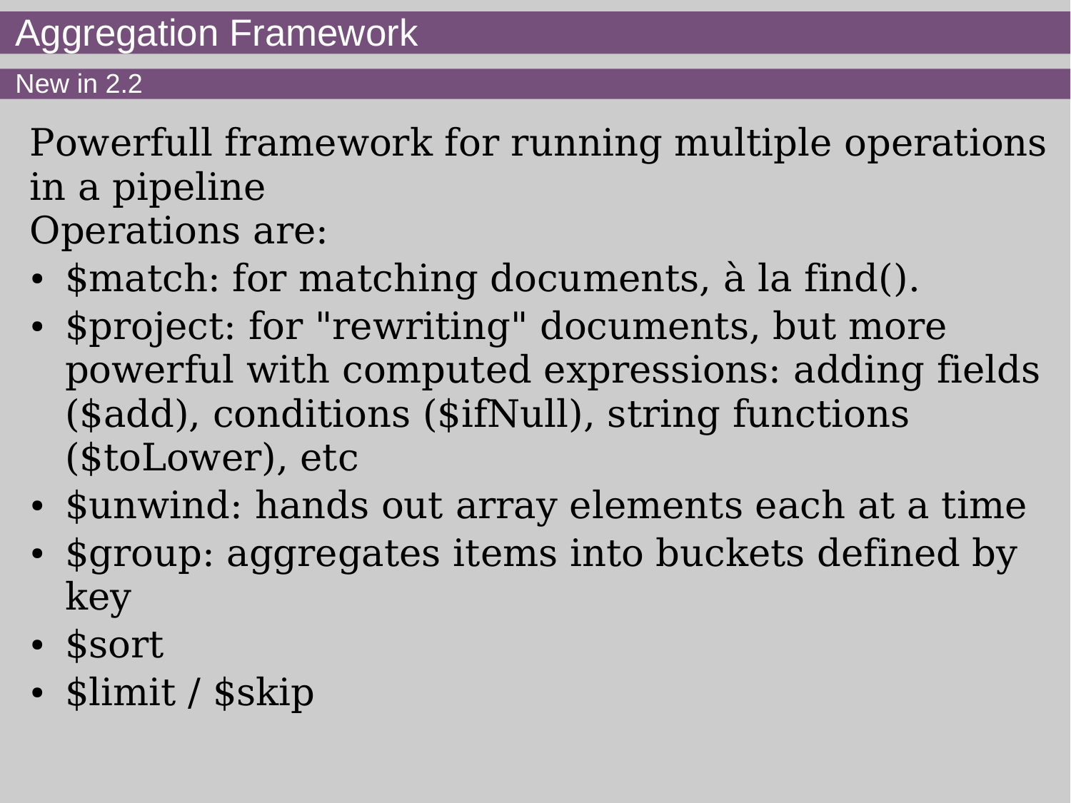# Aggregation Framework

## New in 2.2

Powerfull framework for running multiple operations in a pipeline

Operations are:

- $match: for matching documents, à la find().
- $project: for "rewriting" documents, but more powerful with computed expressions: adding fields ($add), conditions ($ifNull), string functions ($toLower), etc
- $unwind: hands out array elements each at a time
- $group: aggregates items into buckets defined by key
- $sort
- $limit / $skip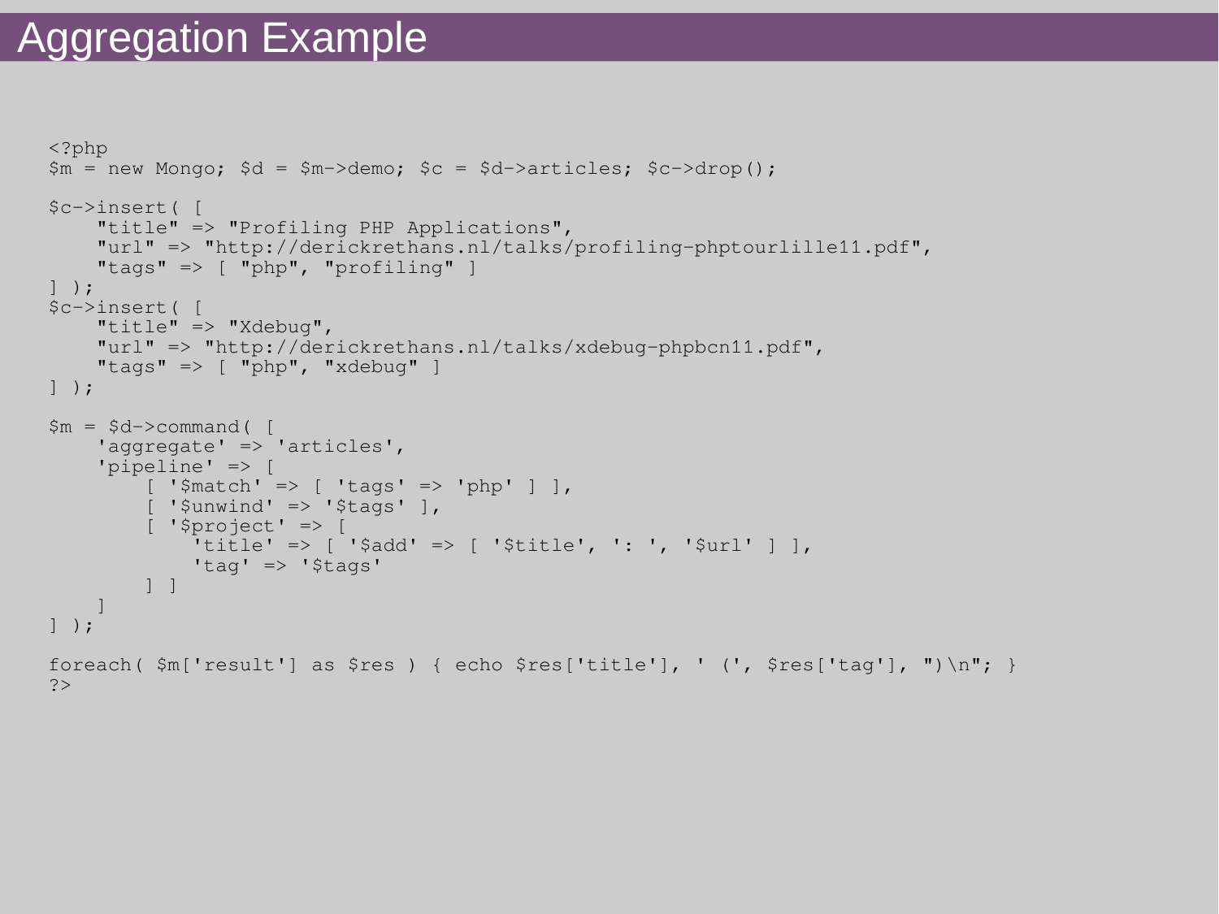# Aggregation Example

```php
<?php
$m = new Mongo; $d = $m->demo; $c = $d->articles; $c->drop();

$c->insert( [
    "title" => "Profiling PHP Applications",
    "url" => "http://derickrethans.nl/talks/profiling-phptourlille11.pdf",
    "tags" => [ "php", "profiling" ]
] );
$c->insert( [
    "title" => "Xdebug",
    "url" => "http://derickrethans.nl/talks/xdebug-phpbcn11.pdf",
    "tags" => [ "php", "xdebug" ]
] );

$m = $d->command( [
    'aggregate' => 'articles',
    'pipeline' => [
        [ '$match' => [ 'tags' => 'php' ] ],
        [ '$unwind' => '$tags' ],
        [ '$project' => [
            'title' => [ '$add' => [ '$title', ': ', '$url' ] ],
            'tag' => '$tags'
        ] ]
    ]
] );

foreach( $m['result'] as $res ) { echo $res['title'], ' (', $res['tag'], ")\n"; }
?>
```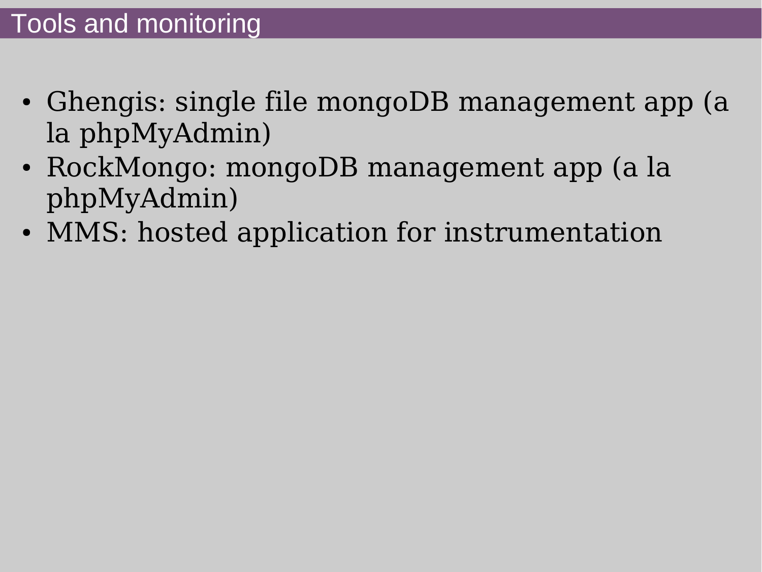# Tools and monitoring

- Ghengis: single file mongoDB management app (a la phpMyAdmin)
- RockMongo: mongoDB management app (a la phpMyAdmin)
- MMS: hosted application for instrumentation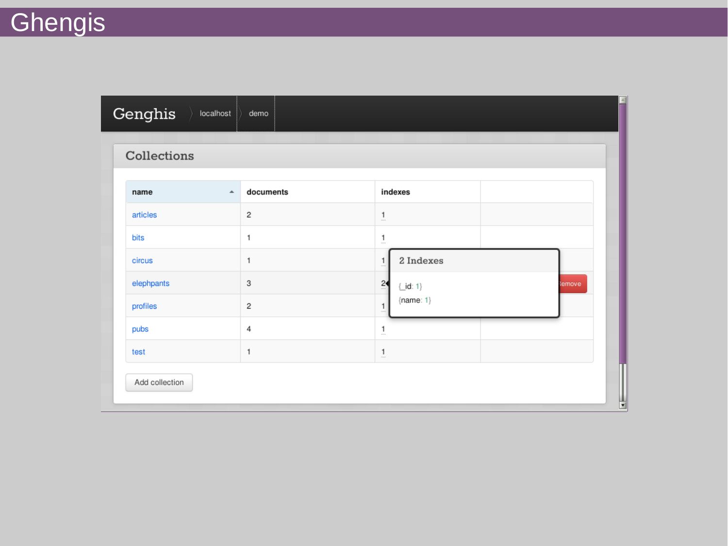# Ghengis

Genghis › localhost › demo

## Collections

| name | documents | indexes | |
|---|---|---|---|
| articles | 2 | 1 | |
| bits | 1 | 1 | |
| circus | 1 | 1 | |
| elephpants | 3 | 2 | Remove |
| profiles | 2 | 1 | |
| pubs | 4 | 1 | |
| test | 1 | 1 | |

**2 Indexes**

{_id: 1}
{name: 1}

Add collection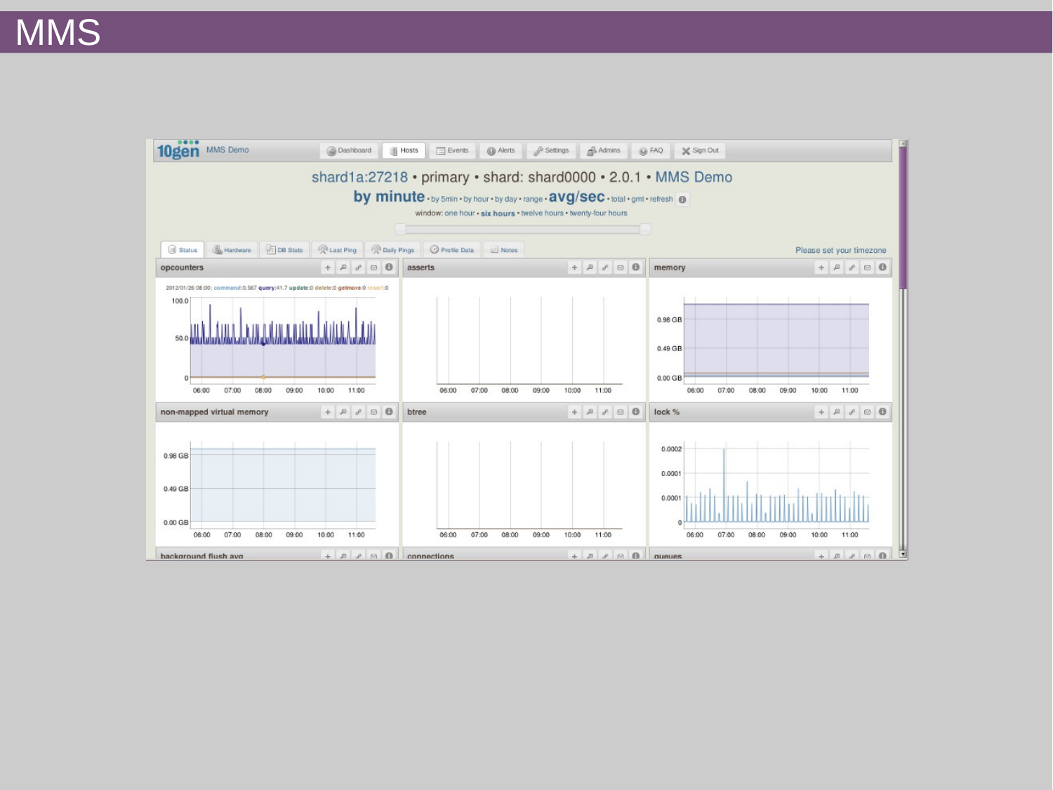# MMS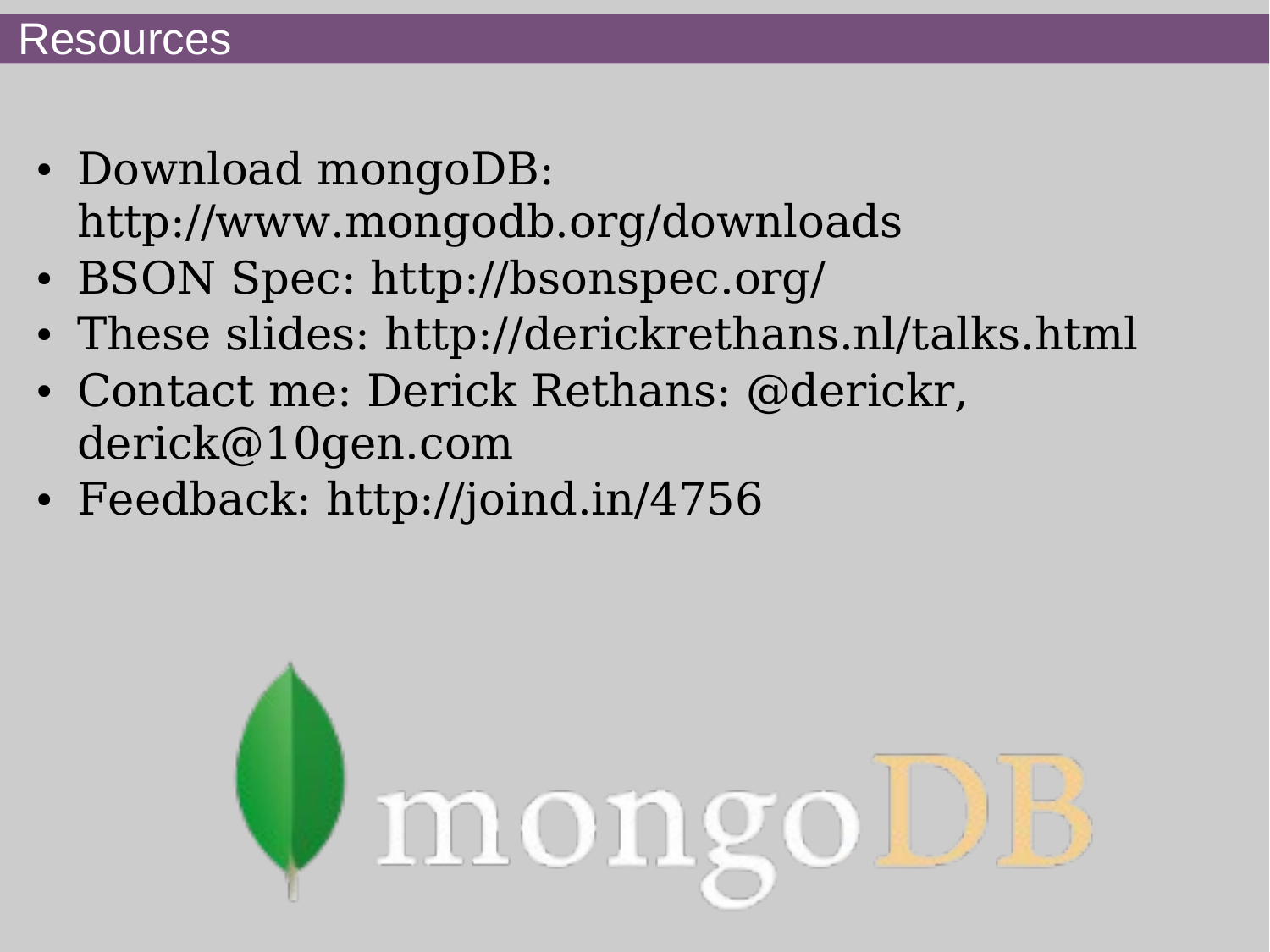# Resources

- Download mongoDB: http://www.mongodb.org/downloads
- BSON Spec: http://bsonspec.org/
- These slides: http://derickrethans.nl/talks.html
- Contact me: Derick Rethans: @derickr, derick@10gen.com
- Feedback: http://joind.in/4756